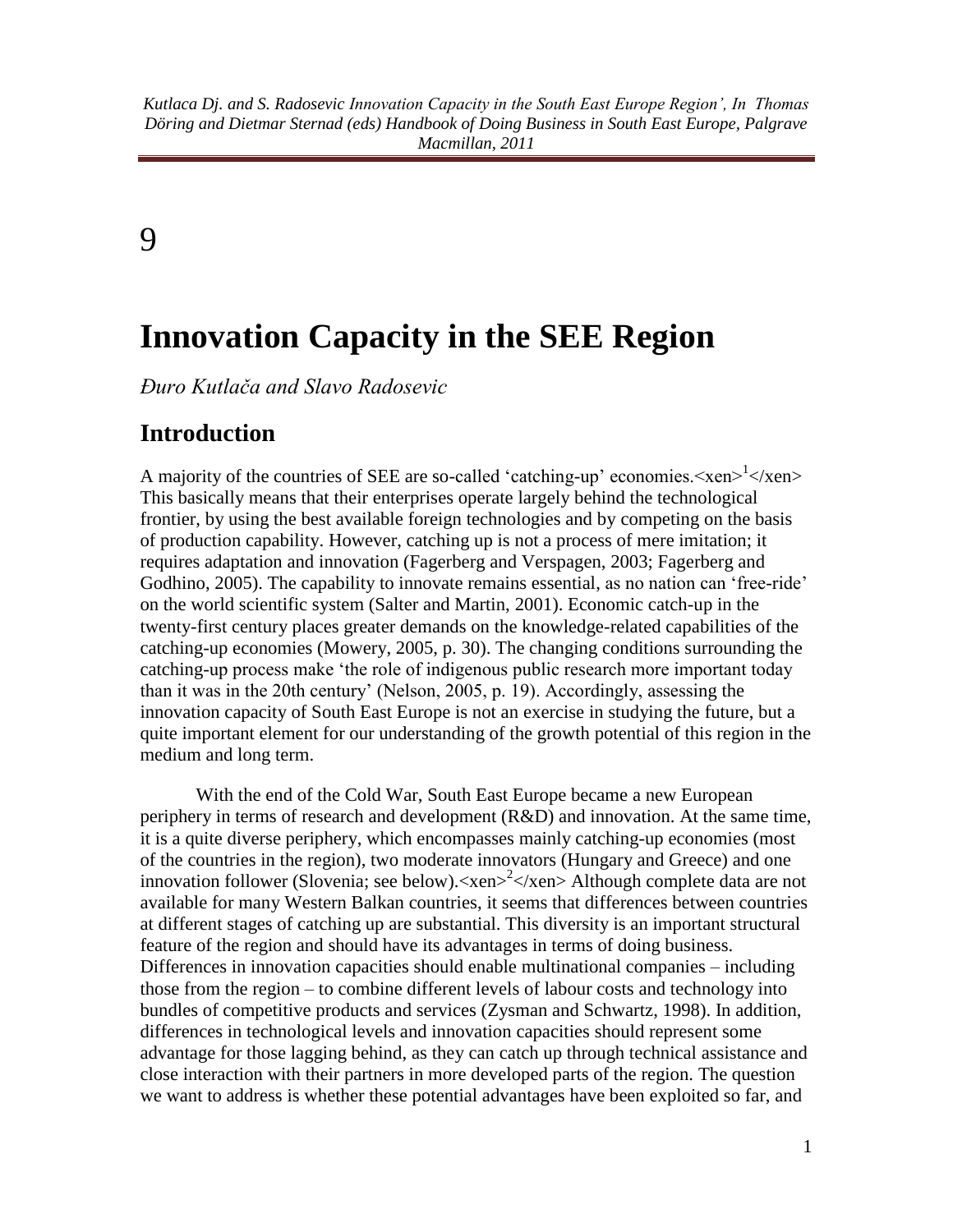*Kutlaca Dj. and S. Radosevic Innovation Capacity in the South East Europe Region', In Thomas Döring and Dietmar Sternad (eds) Handbook of Doing Business in South East Europe, Palgrave Macmillan, 2011*

9

# Innovation Capacity in the SEE Region

*Đuro Kutlača and Slavo Radosevic*

## Introduction

A majority of the countries of SEE are so-called 'catching-up' economies.<xen>[1]</xen> This basically means that their enterprises operate largely behind the technological frontier, by using the best available foreign technologies and by competing on the basis of production capability. However, catching up is not a process of mere imitation; it requires adaptation and innovation (Fagerberg and Verspagen, 2003; Fagerberg and Godhino, 2005). The capability to innovate remains essential, as no nation can 'free-ride' on the world scientific system (Salter and Martin, 2001). Economic catch-up in the twenty-first century places greater demands on the knowledge-related capabilities of the catching-up economies (Mowery, 2005, p. 30). The changing conditions surrounding the catching-up process make 'the role of indigenous public research more important today than it was in the 20th century' (Nelson, 2005, p. 19). Accordingly, assessing the innovation capacity of South East Europe is not an exercise in studying the future, but a quite important element for our understanding of the growth potential of this region in the medium and long term.

With the end of the Cold War, South East Europe became a new European periphery in terms of research and development (R&D) and innovation. At the same time, it is a quite diverse periphery, which encompasses mainly catching-up economies (most of the countries in the region), two moderate innovators (Hungary and Greece) and one innovation follower (Slovenia; see below).<xen>[2]</xen> Although complete data are not available for many Western Balkan countries, it seems that differences between countries at different stages of catching up are substantial. This diversity is an important structural feature of the region and should have its advantages in terms of doing business. Differences in innovation capacities should enable multinational companies – including those from the region – to combine different levels of labour costs and technology into bundles of competitive products and services (Zysman and Schwartz, 1998). In addition, differences in technological levels and innovation capacities should represent some advantage for those lagging behind, as they can catch up through technical assistance and close interaction with their partners in more developed parts of the region. The question we want to address is whether these potential advantages have been exploited so far, and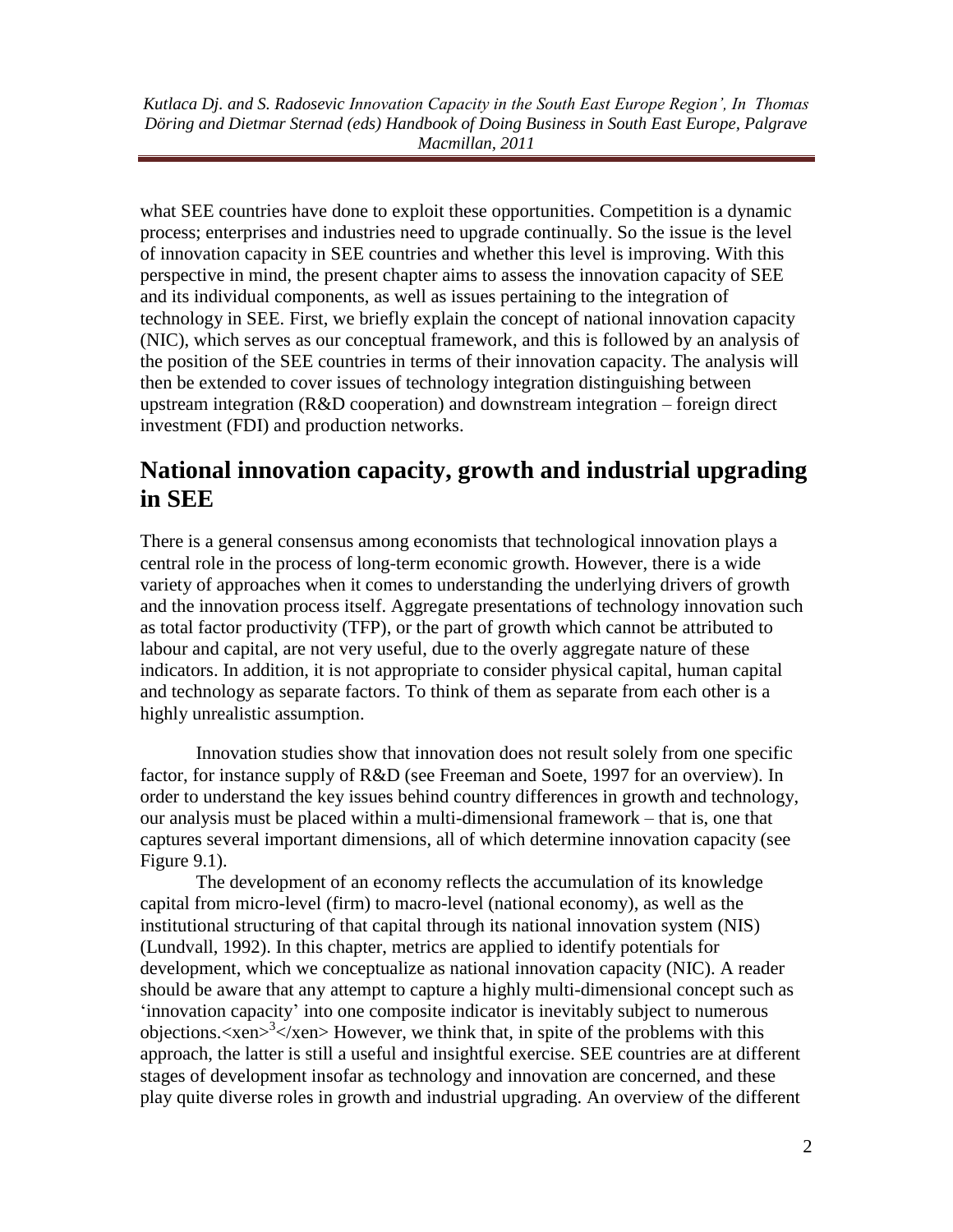what SEE countries have done to exploit these opportunities. Competition is a dynamic process; enterprises and industries need to upgrade continually. So the issue is the level of innovation capacity in SEE countries and whether this level is improving. With this perspective in mind, the present chapter aims to assess the innovation capacity of SEE and its individual components, as well as issues pertaining to the integration of technology in SEE. First, we briefly explain the concept of national innovation capacity (NIC), which serves as our conceptual framework, and this is followed by an analysis of the position of the SEE countries in terms of their innovation capacity. The analysis will then be extended to cover issues of technology integration distinguishing between upstream integration (R&D cooperation) and downstream integration – foreign direct investment (FDI) and production networks.

## National innovation capacity, growth and industrial upgrading in SEE

There is a general consensus among economists that technological innovation plays a central role in the process of long-term economic growth. However, there is a wide variety of approaches when it comes to understanding the underlying drivers of growth and the innovation process itself. Aggregate presentations of technology innovation such as total factor productivity (TFP), or the part of growth which cannot be attributed to labour and capital, are not very useful, due to the overly aggregate nature of these indicators. In addition, it is not appropriate to consider physical capital, human capital and technology as separate factors. To think of them as separate from each other is a highly unrealistic assumption.

Innovation studies show that innovation does not result solely from one specific factor, for instance supply of R&D (see Freeman and Soete, 1997 for an overview). In order to understand the key issues behind country differences in growth and technology, our analysis must be placed within a multi-dimensional framework – that is, one that captures several important dimensions, all of which determine innovation capacity (see Figure 9.1).

The development of an economy reflects the accumulation of its knowledge capital from micro-level (firm) to macro-level (national economy), as well as the institutional structuring of that capital through its national innovation system (NIS) (Lundvall, 1992). In this chapter, metrics are applied to identify potentials for development, which we conceptualize as national innovation (NIC). A reader should be aware that any attempt to capture a highly multi-dimensional concept such as 'innovation capacity' into one composite indicator is inevitably subject to numerous objections.<xen>[3]</xen> However, we think that, in spite of the problems with this approach, the latter is still a useful and insightful exercise. SEE countries are at different stages of development insofar as technology and innovation are concerned, and these play quite diverse roles in growth and industrial upgrading. An overview of the different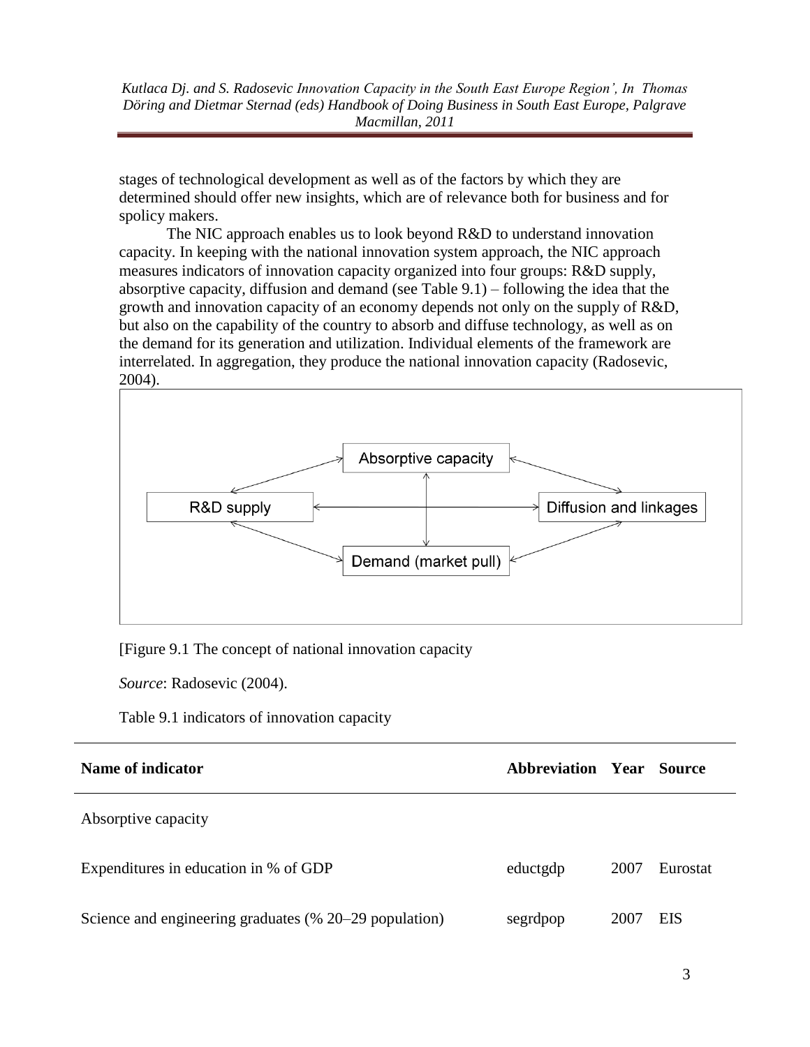stages of technological development as well as of the factors by which they are determined should offer new insights, which are of relevance both for business and for spolicy makers.

The NIC approach enables us to look beyond R&D to understand innovation capacity. In keeping with the national innovation system approach, the NIC approach measures indicators of innovation capacity organized into four groups: R&D supply, absorptive capacity, diffusion and demand (see Table 9.1) – following the idea that the growth and innovation capacity of an economy depends not only on the supply of R&D, but also on the capability of the country to absorb and diffuse technology, as well as on the demand for its generation and utilization. Individual elements of the framework are interrelated. In aggregation, they produce the national innovation capacity (Radosevic, 2004).

[Figure 9.1 The concept of national innovation capacity

*Source*: Radosevic (2004).

Table 9.1 indicators of innovation capacity

| Name of indicator | Abbreviation | Year | Source |
|---|---|---|---|
| Absorptive capacity | | | |
| Expenditures in education in % of GDP | eductgdp | 2007 | Eurostat |
| Science and engineering graduates (% 20–29 population) | segrdpop | 2007 | EIS |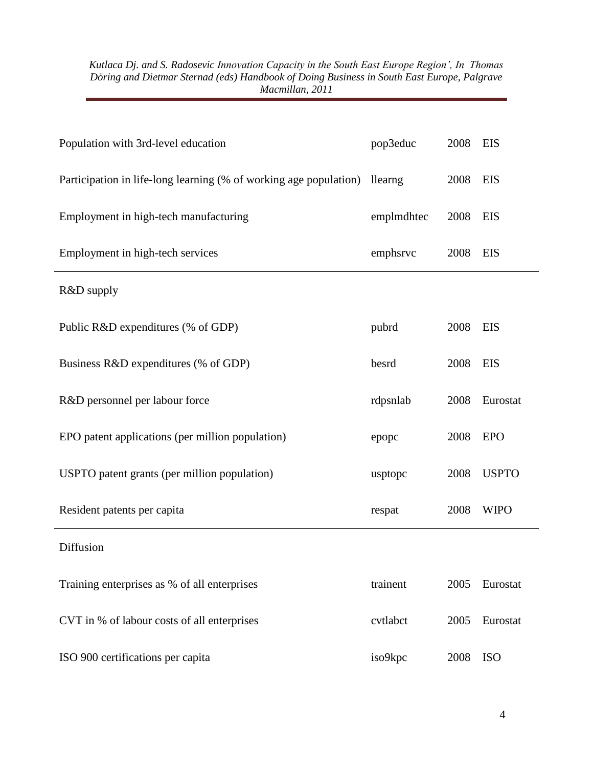| | | | |
|---|---|---|---|
| Population with 3rd-level education | pop3educ | 2008 | EIS |
| Participation in life-long learning (% of working age population) | llearng | 2008 | EIS |
| Employment in high-tech manufacturing | emplmdhtec | 2008 | EIS |
| Employment in high-tech services | emphsrvc | 2008 | EIS |
| R&D supply | | | |
| Public R&D expenditures (% of GDP) | pubrd | 2008 | EIS |
| Business R&D expenditures (% of GDP) | besrd | 2008 | EIS |
| R&D personnel per labour force | rdpsnlab | 2008 | Eurostat |
| EPO patent applications (per million population) | epopc | 2008 | EPO |
| USPTO patent grants (per million population) | usptopc | 2008 | USPTO |
| Resident patents per capita | respat | 2008 | WIPO |
| Diffusion | | | |
| Training enterprises as % of all enterprises | trainent | 2005 | Eurostat |
| CVT in % of labour costs of all enterprises | cvtlabct | 2005 | Eurostat |
| ISO 900 certifications per capita | iso9kpc | 2008 | ISO |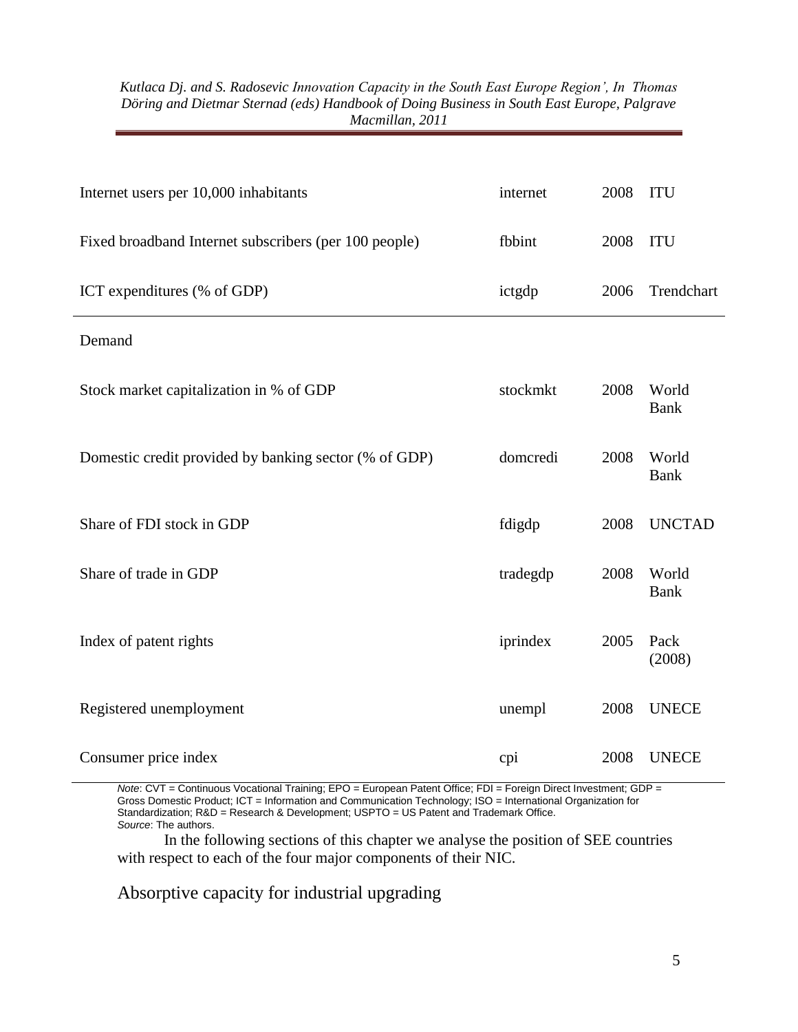| | | | |
|---|---|---|---|
| Internet users per 10,000 inhabitants | internet | 2008 | ITU |
| Fixed broadband Internet subscribers (per 100 people) | fbbint | 2008 | ITU |
| ICT expenditures (% of GDP) | ictgdp | 2006 | Trendchart |
| Demand | | | |
| Stock market capitalization in % of GDP | stockmkt | 2008 | World Bank |
| Domestic credit provided by banking sector (% of GDP) | domcredi | 2008 | World Bank |
| Share of FDI stock in GDP | fdigdp | 2008 | UNCTAD |
| Share of trade in GDP | tradegdp | 2008 | World Bank |
| Index of patent rights | iprindex | 2005 | Pack (2008) |
| Registered unemployment | unempl | 2008 | UNECE |
| Consumer price index | cpi | 2008 | UNECE |

*Note*: CVT = Continuous Vocational Training; EPO = European Patent Office; FDI = Foreign Direct Investment; GDP = Gross Domestic Product; ICT = Information and Communication Technology; ISO = International Organization for Standardization; R&D = Research & Development; USPTO = US Patent and Trademark Office.
*Source*: The authors.

In the following sections of this chapter we analyse the position of SEE countries with respect to each of the four major components of their NIC.

## Absorptive capacity for industrial upgrading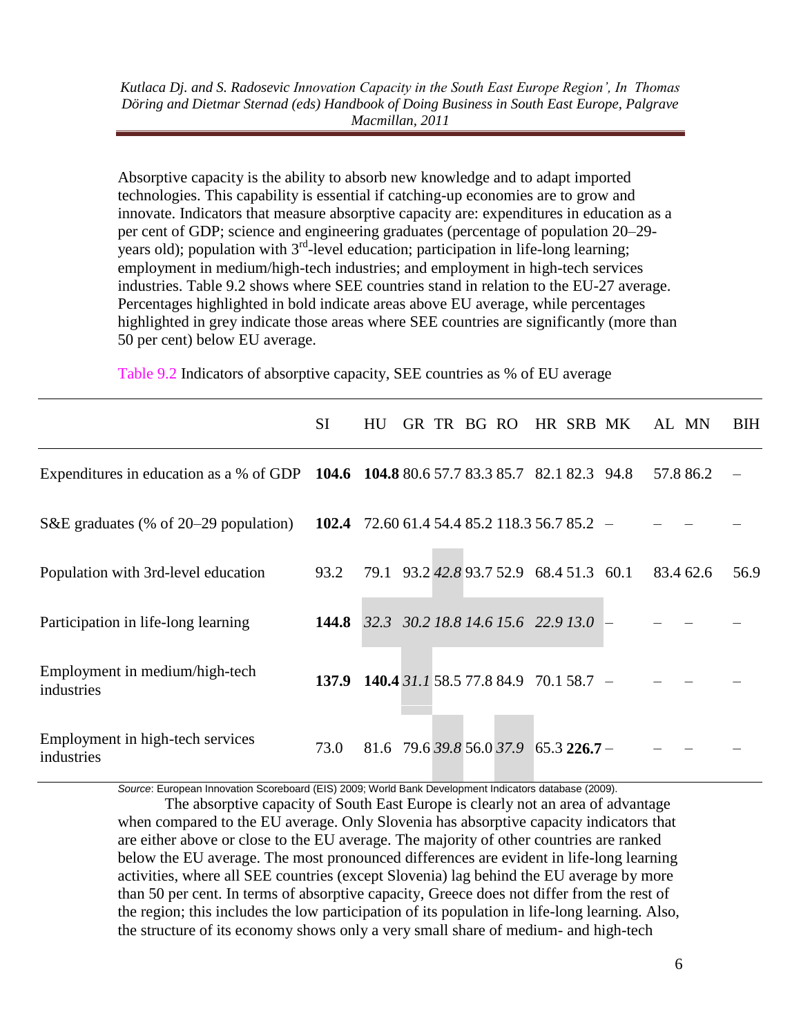Absorptive capacity is the ability to absorb new knowledge and to adapt imported technologies. This capability is essential if catching-up economies are to grow and innovate. Indicators that measure absorptive capacity are: expenditures in education as a per cent of GDP; science and engineering graduates (percentage of population 20–29-years old); population with 3[rd]-level education; participation in life-long learning; employment in medium/high-tech industries; and employment in high-tech services industries. Table 9.2 shows where SEE countries stand in relation to the EU-27 average. Percentages highlighted in bold indicate areas above EU average, while percentages highlighted in grey indicate those areas where SEE countries are significantly (more than 50 per cent) below EU average.

Table 9.2 Indicators of absorptive capacity, SEE countries as % of EU average

| | SI | HU | GR | TR | BG | RO | HR | SRB | MK | AL | MN | BIH |
|---|---|---|---|---|---|---|---|---|---|---|---|---|
| Expenditures in education as a % of GDP | **104.6** | **104.8** | 80.6 | 57.7 | 83.3 | 85.7 | 82.1 | 82.3 | 94.8 | 57.8 | 86.2 | – |
| S&E graduates (% of 20–29 population) | **102.4** | 72.60 | 61.4 | 54.4 | 85.2 | 118.3 | 56.7 | 85.2 | – | – | – | – |
| Population with 3rd-level education | 93.2 | 79.1 | 93.2 | *42.8* | 93.7 | 52.9 | 68.4 | 51.3 | 60.1 | 83.4 | 62.6 | 56.9 |
| Participation in life-long learning | **144.8** | *32.3* | *30.2* | *18.8* | *14.6* | *15.6* | *22.9* | *13.0* | – | – | – | – |
| Employment in medium/high-tech industries | **137.9** | **140.4** | *31.1* | 58.5 | 77.8 | 84.9 | 70.1 | 58.7 | – | – | – | – |
| Employment in high-tech services industries | 73.0 | 81.6 | 79.6 | *39.8* | 56.0 | *37.9* | 65.3 | **226.7** | – | – | – | – |

*Source*: European Innovation Scoreboard (EIS) 2009; World Bank Development Indicators database (2009).

The absorptive capacity of South East Europe is clearly not an area of advantage when compared to the EU average. Only Slovenia has absorptive capacity indicators that are either above or close to the EU average. The majority of other countries are ranked below the EU average. The most pronounced differences are evident in life-long learning activities, where all SEE countries (except Slovenia) lag behind the EU average by more than 50 per cent. In terms of absorptive capacity, Greece does not differ from the rest of the region; this includes the low participation of its population in life-long learning. Also, the structure of its economy shows only a very small share of medium- and high-tech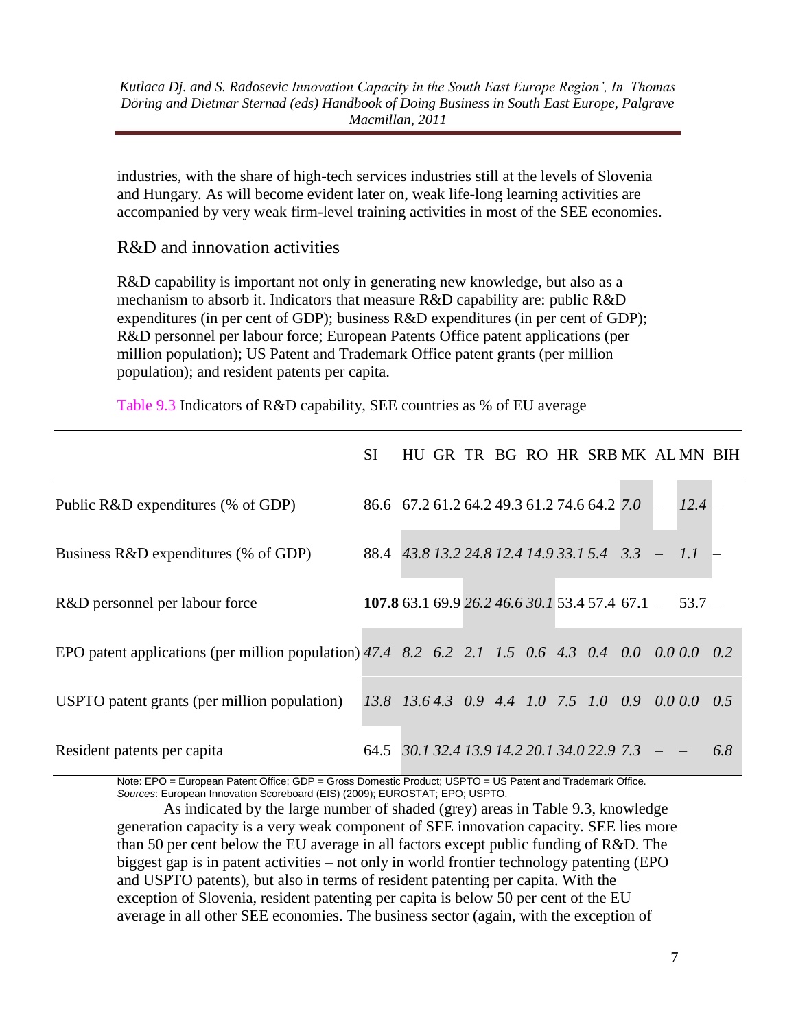industries, with the share of high-tech services industries still at the levels of Slovenia and Hungary. As will become evident later on, weak life-long learning activities are accompanied by very weak firm-level training activities in most of the SEE economies.

## R&D and innovation activities

R&D capability is important not only in generating new knowledge, but also as a mechanism to absorb it. Indicators that measure R&D capability are: public R&D expenditures (in per cent of GDP); business R&D expenditures (in per cent of GDP); R&D personnel per labour force; European Patents Office patent applications (per million population); US Patent and Trademark Office patent grants (per million population); and resident patents per capita.

Table 9.3 Indicators of R&D capability, SEE countries as % of EU average

| | SI | HU | GR | TR | BG | RO | HR | SRB | MK | AL | MN | BIH |
|---|---|---|---|---|---|---|---|---|---|---|---|---|
| Public R&D expenditures (% of GDP) | 86.6 | 67.2 | 61.2 | 64.2 | 49.3 | 61.2 | 74.6 | 64.2 | *7.0* | – | *12.4* | – |
| Business R&D expenditures (% of GDP) | 88.4 | *43.8* | *13.2* | *24.8* | *12.4* | *14.9* | *33.1* | *5.4* | *3.3* | – | *1.1* | – |
| R&D personnel per labour force | **107.8** | 63.1 | 69.9 | *26.2* | *46.6* | *30.1* | 53.4 | 57.4 | 67.1 | – | 53.7 | – |
| EPO patent applications (per million population) | *47.4* | *8.2* | *6.2* | *2.1* | *1.5* | *0.6* | *4.3* | *0.4* | *0.0* | *0.0* | *0.0* | *0.2* |
| USPTO patent grants (per million population) | *13.8* | *13.6* | *4.3* | *0.9* | *4.4* | *1.0* | *7.5* | *1.0* | *0.9* | *0.0* | *0.0* | *0.5* |
| Resident patents per capita | 64.5 | *30.1* | *32.4* | *13.9* | *14.2* | *20.1* | *34.0* | *22.9* | *7.3* | – | – | *6.8* |

Note: EPO = European Patent Office; GDP = Gross Domestic Product; USPTO = US Patent and Trademark Office.
*Sources*: European Innovation Scoreboard (EIS) (2009); EUROSTAT; EPO; USPTO.

As indicated by the large number of shaded (grey) areas in Table 9.3, knowledge generation capacity is a very weak component of SEE innovation capacity. SEE lies more than 50 per cent below the EU average in all factors except public funding of R&D. The biggest gap is in patent activities – not only in world frontier technology patenting (EPO and USPTO patents), but also in terms of resident patenting per capita. With the exception of Slovenia, resident patenting per capita is below 50 per cent of the EU average in all other SEE economies. The business sector (again, with the exception of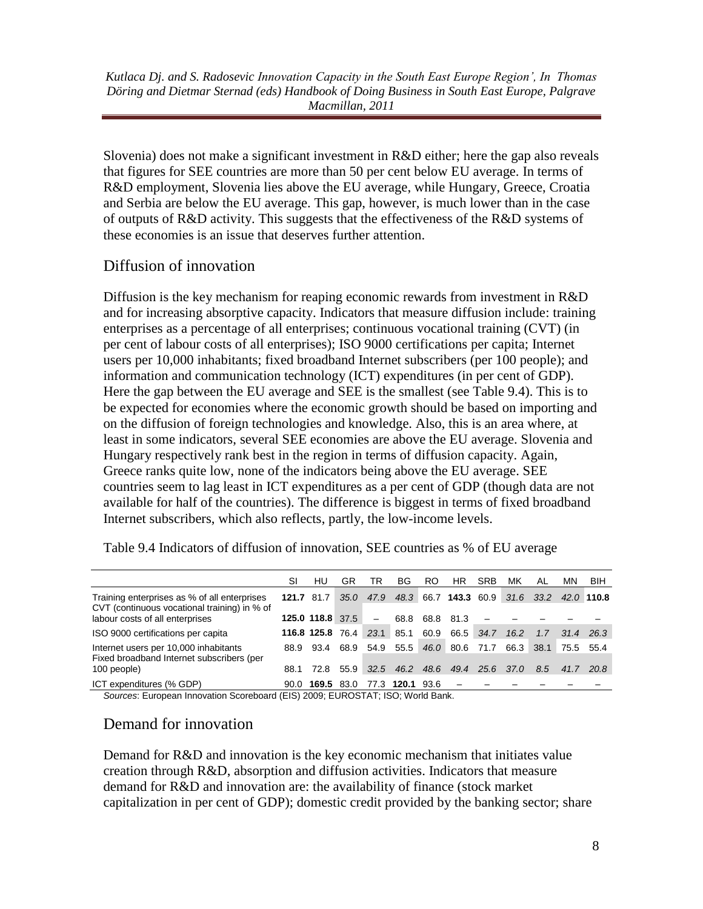Slovenia) does not make a significant investment in R&D either; here the gap also reveals that figures for SEE countries are more than 50 per cent below EU average. In terms of R&D employment, Slovenia lies above the EU average, while Hungary, Greece, Croatia and Serbia are below the EU average. This gap, however, is much lower than in the case of outputs of R&D activity. This suggests that the effectiveness of the R&D systems of these economies is an issue that deserves further attention.

## Diffusion of innovation

Diffusion is the key mechanism for reaping economic rewards from investment in R&D and for increasing absorptive capacity. Indicators that measure diffusion include: training enterprises as a percentage of all enterprises; continuous vocational training (CVT) (in per cent of labour costs of all enterprises); ISO 9000 certifications per capita; Internet users per 10,000 inhabitants; fixed broadband Internet subscribers (per 100 people); and information and communication technology (ICT) expenditures (in per cent of GDP). Here the gap between the EU average and SEE is the smallest (see Table 9.4). This is to be expected for economies where the economic growth should be based on importing and on the diffusion of foreign technologies and knowledge. Also, this is an area where, at least in some indicators, several SEE economies are above the EU average. Slovenia and Hungary respectively rank best in the region in terms of diffusion capacity. Again, Greece ranks quite low, none of the indicators being above the EU average. SEE countries seem to lag least in ICT expenditures as a per cent of GDP (though data are not available for half of the countries). The difference is biggest in terms of fixed broadband Internet subscribers, which also reflects, partly, the low-income levels.

Table 9.4 Indicators of diffusion of innovation, SEE countries as % of EU average

| | SI | HU | GR | TR | BG | RO | HR | SRB | MK | AL | MN | BIH |
|---|---|---|---|---|---|---|---|---|---|---|---|---|
| Training enterprises as % of all enterprises | **121.7** | 81.7 | *35.0* | *47.9* | *48.3* | 66.7 | **143.3** | 60.9 | *31.6* | *33.2* | *42.0* | **110.8** |
| CVT (continuous vocational training) in % of labour costs of all enterprises | **125.0** | **118.8** | 37.5 | – | 68.8 | 68.8 | 81.3 | – | – | – | – | – |
| ISO 9000 certifications per capita | **116.8** | **125.8** | 76.4 | *23.1* | 85.1 | 60.9 | 66.5 | *34.7* | *16.2* | *1.7* | *31.4* | *26.3* |
| Internet users per 10,000 inhabitants | 88.9 | 93.4 | 68.9 | 54.9 | 55.5 | *46.0* | 80.6 | 71.7 | 66.3 | 38.1 | 75.5 | 55.4 |
| Fixed broadband Internet subscribers (per 100 people) | 88.1 | 72.8 | 55.9 | *32.5* | *46.2* | *48.6* | *49.4* | *25.6* | *37.0* | *8.5* | *41.7* | *20.8* |
| ICT expenditures (% GDP) | 90.0 | **169.5** | 83.0 | 77.3 | **120.1** | 93.6 | – | – | – | – | – | – |

*Sources*: European Innovation Scoreboard (EIS) 2009; EUROSTAT; ISO; World Bank.

## Demand for innovation

Demand for R&D and innovation is the key economic mechanism that initiates value creation through R&D, absorption and diffusion activities. Indicators that measure demand for R&D and innovation are: the availability of finance (stock market capitalization in per cent of GDP); domestic credit provided by the banking sector; share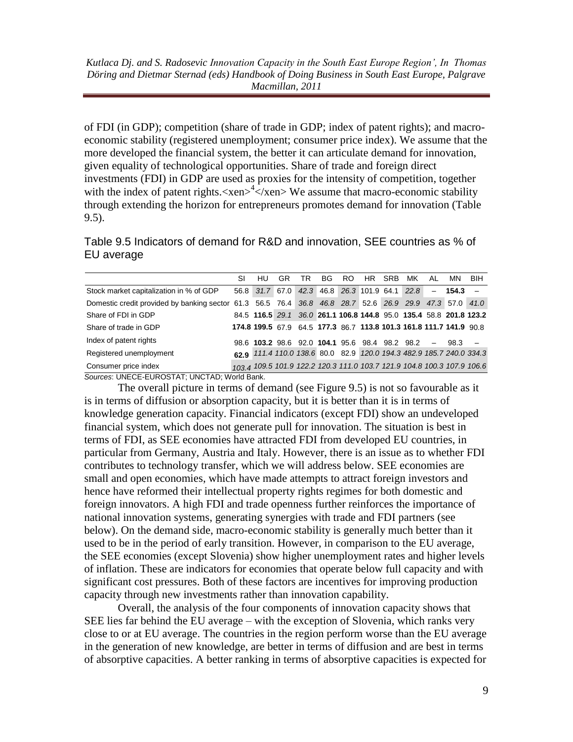of FDI (in GDP); competition (share of trade in GDP; index of patent rights); and macro-economic stability (registered unemployment; consumer price index). We assume that the more developed the financial system, the better it can articulate demand for innovation, given equality of technological opportunities. Share of trade and foreign direct investments (FDI) in GDP are used as proxies for the intensity of competition, together with the index of patent rights.<xen>[4]</xen> We assume that macro-economic stability through extending the horizon for entrepreneurs promotes demand for innovation (Table 9.5).

Table 9.5 Indicators of demand for R&D and innovation, SEE countries as % of EU average

| | SI | HU | GR | TR | BG | RO | HR | SRB | MK | AL | MN | BIH |
|---|---|---|---|---|---|---|---|---|---|---|---|---|
| Stock market capitalization in % of GDP | 56.8 | *31.7* | 67.0 | *42.3* | 46.8 | *26.3* | 101.9 | 64.1 | *22.8* | – | **154.3** | – |
| Domestic credit provided by banking sector | 61.3 | 56.5 | 76.4 | *36.8* | *46.8* | *28.7* | 52.6 | *26.9* | *29.9* | *47.3* | 57.0 | *41.0* |
| Share of FDI in GDP | 84.5 | **116.5** | *29.1* | *36.0* | **261.1** | **106.8** | **144.8** | 95.0 | **135.4** | 58.8 | **201.8** | **123.2** |
| Share of trade in GDP | **174.8** | **199.5** | 67.9 | 64.5 | **177.3** | 86.7 | **113.8** | **101.3** | **161.8** | **111.7** | **141.9** | 90.8 |
| Index of patent rights | 98.6 | **103.2** | 98.6 | 92.0 | **104.1** | 95.6 | 98.4 | 98.2 | 98.2 | – | 98.3 | – |
| Registered unemployment | **62.9** | *111.4* | *110.0* | *138.6* | 80.0 | 82.9 | *120.0* | *194.3* | *482.9* | *185.7* | *240.0* | *334.3* |
| Consumer price index | *103.4* | *109.5* | *101.9* | *122.2* | *120.3* | *111.0* | *103.7* | *121.9* | *104.8* | *100.3* | *107.9* | *106.6* |

*Sources*: UNECE-EUROSTAT; UNCTAD; World Bank.

The overall picture in terms of demand (see Figure 9.5) is not so favourable as it is in terms of diffusion or absorption capacity, but it is better than it is in terms of knowledge generation capacity. Financial indicators (except FDI) show an undeveloped financial system, which does not generate pull for innovation. The situation is best in terms of FDI, as SEE economies have attracted FDI from developed EU countries, in particular from Germany, Austria and Italy. However, there is an issue as to whether FDI contributes to technology transfer, which we will address below. SEE economies are small and open economies, which have made attempts to attract foreign investors and hence have reformed their intellectual property rights regimes for both domestic and foreign innovators. A high FDI and trade openness further reinforces the importance of national innovation systems, generating synergies with trade and FDI partners (see below). On the demand side, macro-economic stability is generally much better than it used to be in the period of early transition. However, in comparison to the EU average, the SEE economies (except Slovenia) show higher unemployment rates and higher levels of inflation. These are indicators for economies that operate below full capacity and with significant cost pressures. Both of these factors are incentives for improving production capacity through new investments rather than innovation capability.

Overall, the analysis of the four components of innovation capacity shows that SEE lies far behind the EU average – with the exception of Slovenia, which ranks very close to or at EU average. The countries in the region perform worse than the EU average in the generation of new knowledge, are better in terms of diffusion and are best in terms of absorptive capacities. A better ranking in terms of absorptive capacities is expected for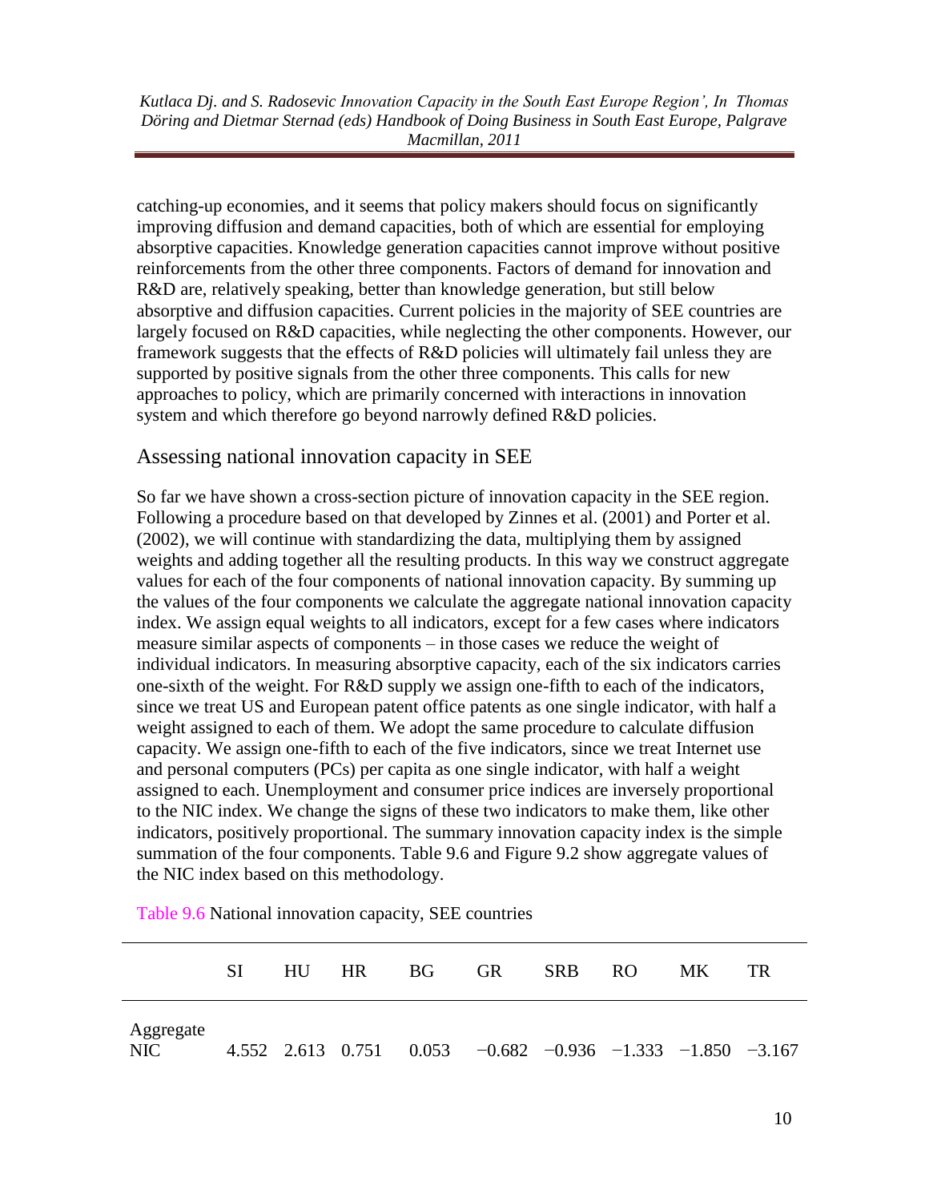catching-up economies, and it seems that policy makers should focus on significantly improving diffusion and demand capacities, both of which are essential for employing absorptive capacities. Knowledge generation capacities cannot improve without positive reinforcements from the other three components. Factors of demand for innovation and R&D are, relatively speaking, better than knowledge generation, but still below absorptive and diffusion capacities. Current policies in the majority of SEE countries are largely focused on R&D capacities, while neglecting the other components. However, our framework suggests that the effects of R&D policies will ultimately fail unless they are supported by positive signals from the other three components. This calls for new approaches to policy, which are primarily concerned with interactions in innovation system and which therefore go beyond narrowly defined R&D policies.

## Assessing national innovation capacity in SEE

So far we have shown a cross-section picture of innovation capacity in the SEE region. Following a procedure based on that developed by Zinnes et al. (2001) and Porter et al. (2002), we will continue with standardizing the data, multiplying them by assigned weights and adding together all the resulting products. In this way we construct aggregate values for each of the four components of national innovation capacity. By summing up the values of the four components we calculate the aggregate national innovation capacity index. We assign equal weights to all indicators, except for a few cases where indicators measure similar aspects of components – in those cases we reduce the weight of individual indicators. In measuring absorptive capacity, each of the six indicators carries one-sixth of the weight. For R&D supply we assign one-fifth to each of the indicators, since we treat US and European patent office patents as one single indicator, with half a weight assigned to each of them. We adopt the same procedure to calculate diffusion capacity. We assign one-fifth to each of the five indicators, since we treat Internet use and personal computers (PCs) per capita as one single indicator, with half a weight assigned to each. Unemployment and consumer price indices are inversely proportional to the NIC index. We change the signs of these two indicators to make them, like other indicators, positively proportional. The summary innovation capacity index is the simple summation of the four components. Table 9.6 and Figure 9.2 show aggregate values of the NIC index based on this methodology.

Table 9.6 National innovation capacity, SEE countries

| | SI | HU | HR | BG | GR | SRB | RO | MK | TR |
|---|---|---|---|---|---|---|---|---|---|
| Aggregate NIC | 4.552 | 2.613 | 0.751 | 0.053 | −0.682 | −0.936 | −1.333 | −1.850 | −3.167 |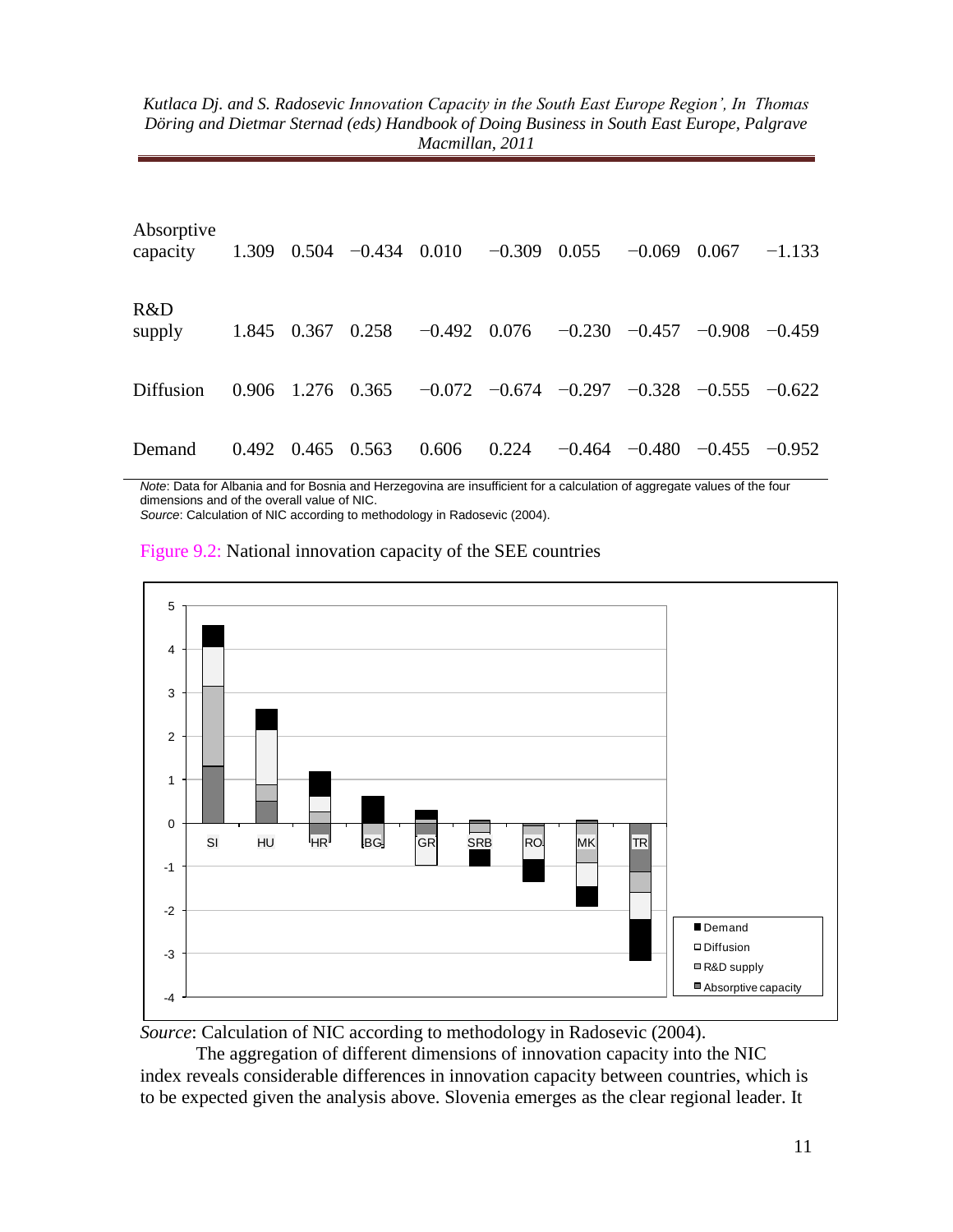| | | | | | | | | | |
|---|---|---|---|---|---|---|---|---|---|
| Absorptive capacity | 1.309 | 0.504 | −0.434 | 0.010 | −0.309 | 0.055 | −0.069 | 0.067 | −1.133 |
| R&D supply | 1.845 | 0.367 | 0.258 | −0.492 | 0.076 | −0.230 | −0.457 | −0.908 | −0.459 |
| Diffusion | 0.906 | 1.276 | 0.365 | −0.072 | −0.674 | −0.297 | −0.328 | −0.555 | −0.622 |
| Demand | 0.492 | 0.465 | 0.563 | 0.606 | 0.224 | −0.464 | −0.480 | −0.455 | −0.952 |

*Note*: Data for Albania and for Bosnia and Herzegovina are insufficient for a calculation of aggregate values of the four dimensions and of the overall value of NIC.
*Source*: Calculation of NIC according to methodology in Radosevic (2004).

Figure 9.2: National innovation capacity of the SEE countries

*Source*: Calculation of NIC according to methodology in Radosevic (2004).

The aggregation of different dimensions of innovation capacity into the NIC index reveals considerable differences in innovation capacity between countries, which is to be expected given the analysis above. Slovenia emerges as the clear regional leader. It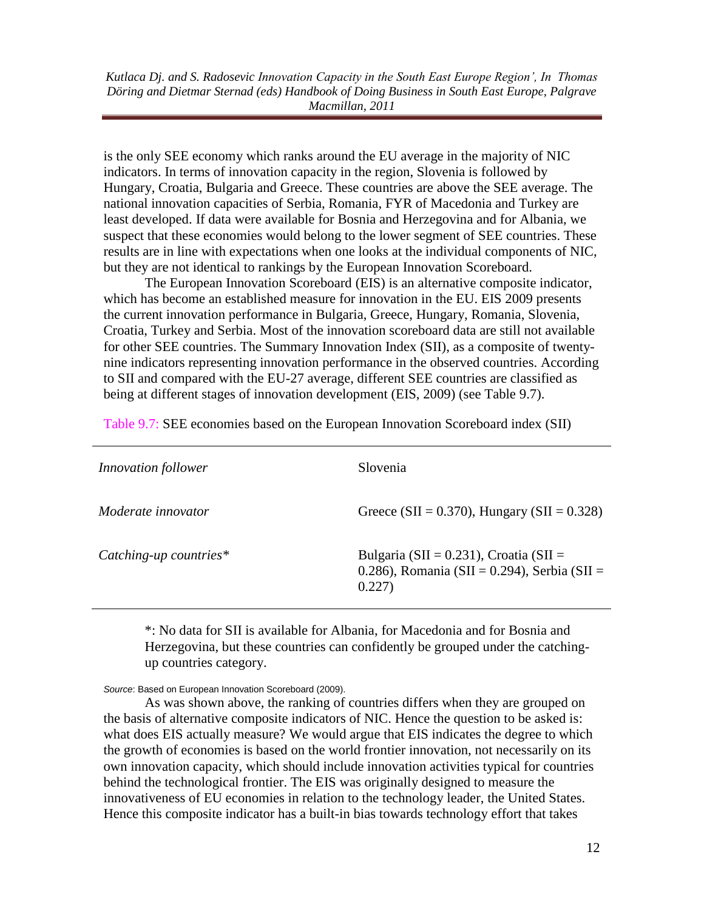is the only SEE economy which ranks around the EU average in the majority of NIC indicators. In terms of innovation capacity in the region, Slovenia is followed by Hungary, Croatia, Bulgaria and Greece. These countries are above the SEE average. The national innovation capacities of Serbia, Romania, FYR of Macedonia and Turkey are least developed. If data were available for Bosnia and Herzegovina and for Albania, we suspect that these economies would belong to the lower segment of SEE countries. These results are in line with expectations when one looks at the individual components of NIC, but they are not identical to rankings by the European Innovation Scoreboard.

The European Innovation Scoreboard (EIS) is an alternative composite indicator, which has become an established measure for innovation in the EU. EIS 2009 presents the current innovation performance in Bulgaria, Greece, Hungary, Romania, Slovenia, Croatia, Turkey and Serbia. Most of the innovation scoreboard data are still not available for other SEE countries. The Summary Innovation Index (SII), as a composite of twenty-nine indicators representing innovation performance in the observed countries. According to SII and compared with the EU-27 average, different SEE countries are classified as being at different stages of innovation development (EIS, 2009) (see Table 9.7).

Table 9.7: SEE economies based on the European Innovation Scoreboard index (SII)

| | |
|---|---|
| *Innovation follower* | Slovenia |
| *Moderate innovator* | Greece (SII = 0.370), Hungary (SII = 0.328) |
| *Catching-up countries\** | Bulgaria (SII = 0.231), Croatia (SII = 0.286), Romania (SII = 0.294), Serbia (SII = 0.227) |

*: No data for SII is available for Albania, for Macedonia and for Bosnia and Herzegovina, but these countries can confidently be grouped under the catching-up countries category.

*Source*: Based on European Innovation Scoreboard (2009).

As was shown above, the ranking of countries differs when they are grouped on the basis of alternative composite indicators of NIC. Hence the question to be asked is: what does EIS actually measure? We would argue that EIS indicates the degree to which the growth of economies is based on the world frontier innovation, not necessarily on its own innovation capacity, which should include innovation activities typical for countries behind the technological frontier. The EIS was originally designed to measure the innovativeness of EU economies in relation to the technology leader, the United States. Hence this composite indicator has a built-in bias towards technology effort that takes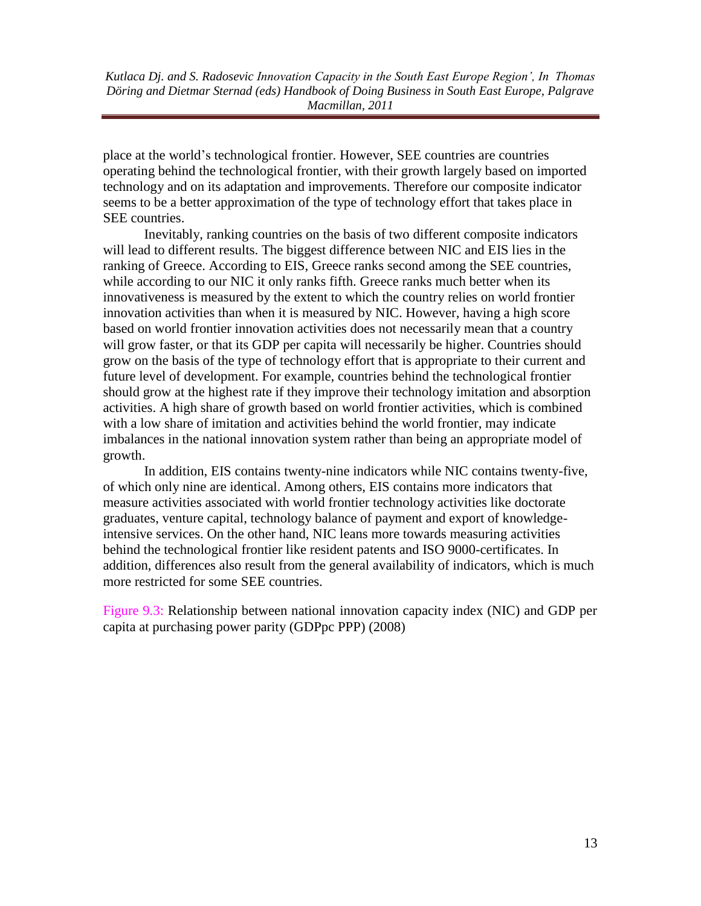place at the world's technological frontier. However, SEE countries are countries operating behind the technological frontier, with their growth largely based on imported technology and on its adaptation and improvements. Therefore our composite indicator seems to be a better approximation of the type of technology effort that takes place in SEE countries.

Inevitably, ranking countries on the basis of two different composite indicators will lead to different results. The biggest difference between NIC and EIS lies in the ranking of Greece. According to EIS, Greece ranks second among the SEE countries, while according to our NIC it only ranks fifth. Greece ranks much better when its innovativeness is measured by the extent to which the country relies on world frontier innovation activities than when it is measured by NIC. However, having a high score based on world frontier innovation activities does not necessarily mean that a country will grow faster, or that its GDP per capita will necessarily be higher. Countries should grow on the basis of the type of technology effort that is appropriate to their current and future level of development. For example, countries behind the technological frontier should grow at the highest rate if they improve their technology imitation and absorption activities. A high share of growth based on world frontier activities, which is combined with a low share of imitation and activities behind the world frontier, may indicate imbalances in the national innovation system rather than being an appropriate model of growth.

In addition, EIS contains twenty-nine indicators while NIC contains twenty-five, of which only nine are identical. Among others, EIS contains more indicators that measure activities associated with world frontier technology activities like doctorate graduates, venture capital, technology balance of payment and export of knowledge-intensive services. On the other hand, NIC leans more towards measuring activities behind the technological frontier like resident patents and ISO 9000-certificates. In addition, differences also result from the general availability of indicators, which is much more restricted for some SEE countries.

Figure 9.3: Relationship between national innovation capacity index (NIC) and GDP per capita at purchasing power parity (GDPpc PPP) (2008)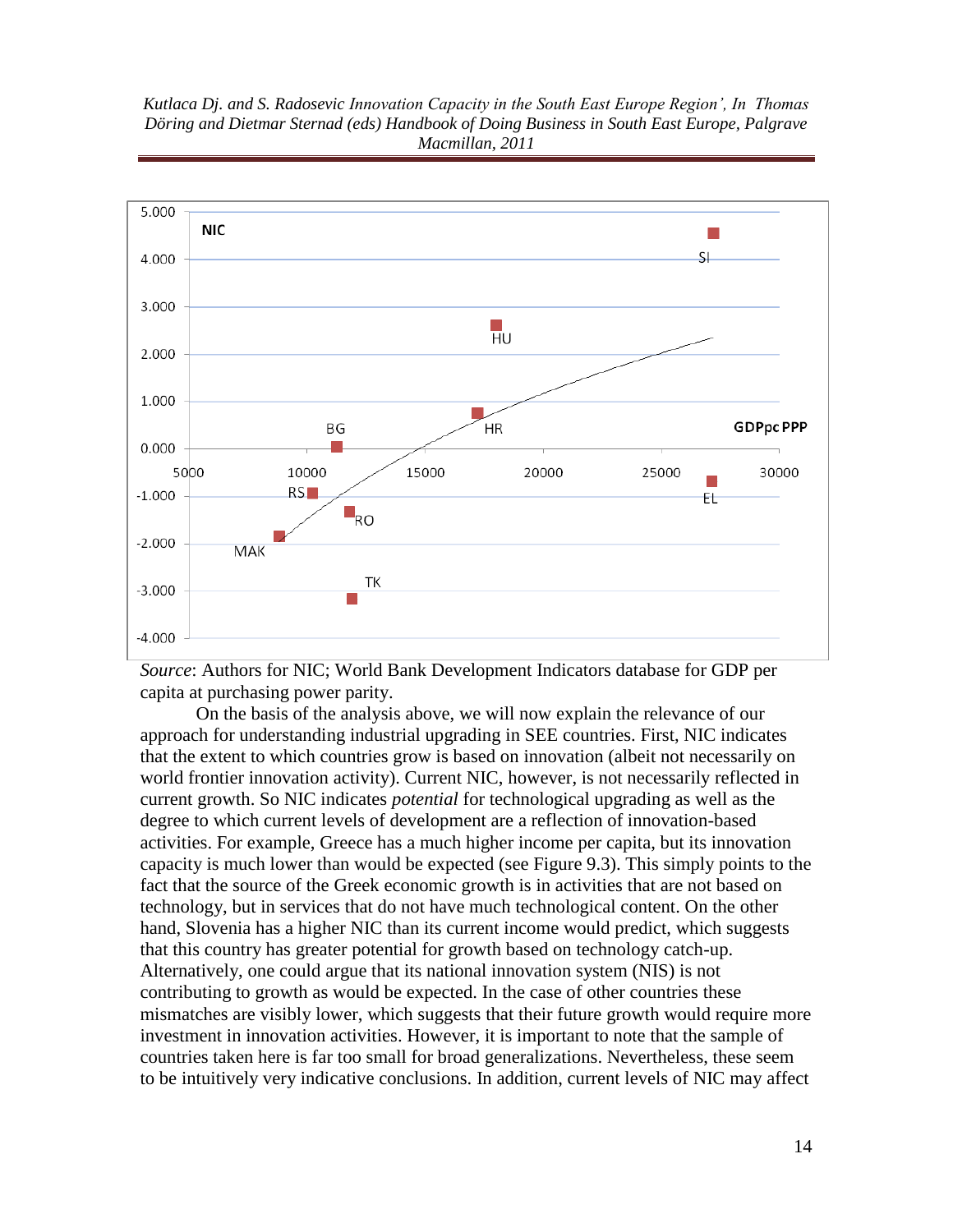Source: Authors for NIC; World Bank Development Indicators database for GDP per capita at purchasing power parity.

On the basis of the analysis above, we will now explain the relevance of our approach for understanding industrial upgrading in SEE countries. First, NIC indicates that the extent to which countries grow is based on innovation (albeit not necessarily on world frontier innovation activity). Current NIC, however, is not necessarily reflected in current growth. So NIC indicates *potential* for technological upgrading as well as the degree to which current levels of development are a reflection of innovation-based activities. For example, Greece has a much higher income per capita, but its innovation capacity is much lower than would be expected (see Figure 9.3). This simply points to the fact that the source of the Greek economic growth is in activities that are not based on technology, but in services that do not have much technological content. On the other hand, Slovenia has a higher NIC than its current income would predict, which suggests that this country has greater potential for growth based on technology catch-up. Alternatively, one could argue that its national innovation system (NIS) is not contributing to growth as would be expected. In the case of other countries these mismatches are visibly lower, which suggests that their future growth would require more investment in innovation activities. However, it is important to note that the sample of countries taken here is far too small for broad generalizations. Nevertheless, these seem to be intuitively very indicative conclusions. In addition, current levels of NIC may affect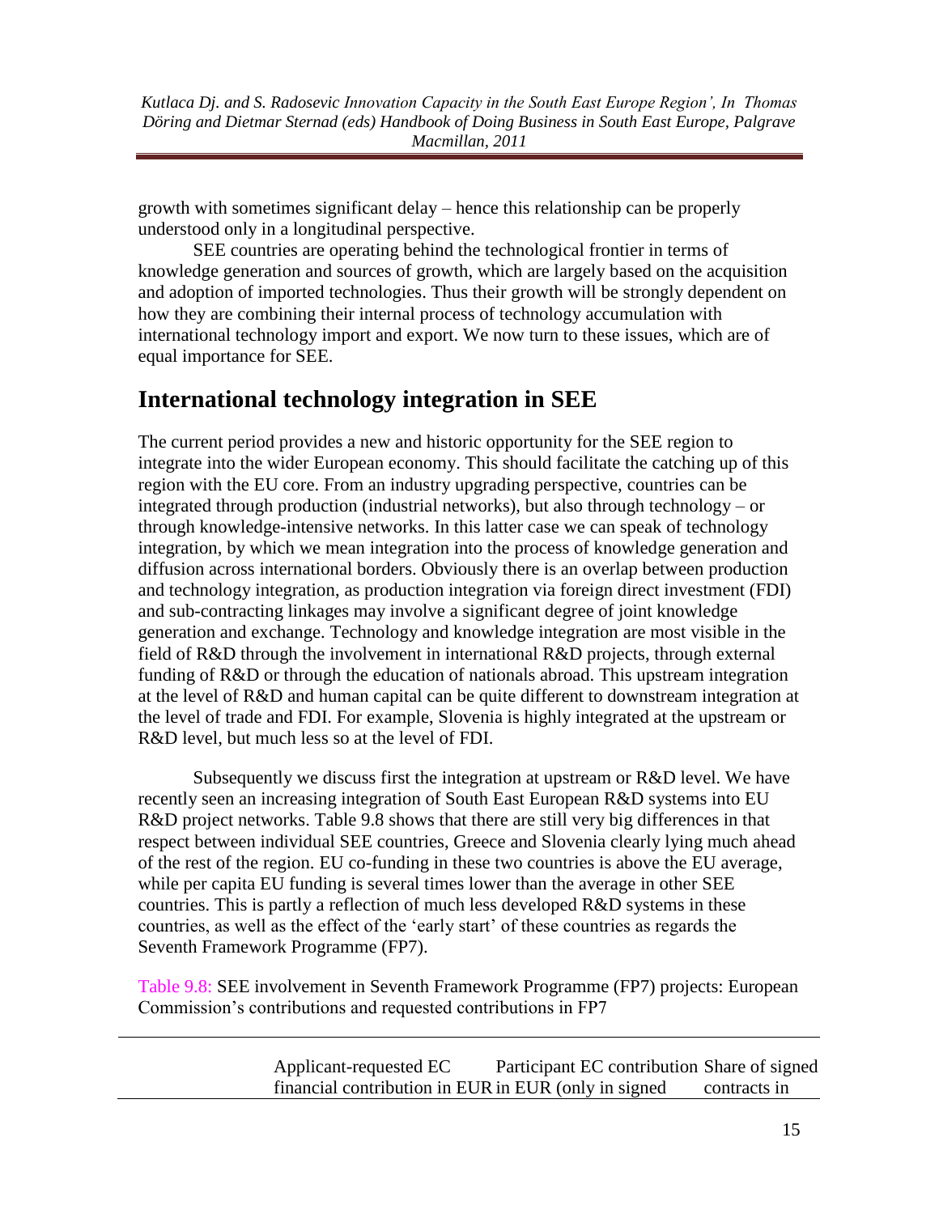growth with sometimes significant delay – hence this relationship can be properly understood only in a longitudinal perspective.

SEE countries are operating behind the technological frontier in terms of knowledge generation and sources of growth, which are largely based on the acquisition and adoption of imported technologies. Thus their growth will be strongly dependent on how they are combining their internal process of technology accumulation with international technology import and export. We now turn to these issues, which are of equal importance for SEE.

## International technology integration in SEE

The current period provides a new and historic opportunity for the SEE region to integrate into the wider European economy. This should facilitate the catching up of this region with the EU core. From an industry upgrading perspective, countries can be integrated through production (industrial networks), but also through technology – or through knowledge-intensive networks. In this latter case we can speak of technology integration, by which we mean integration into the process of knowledge generation and diffusion across international borders. Obviously there is an overlap between production and technology integration, as production integration via foreign direct investment (FDI) and sub-contracting linkages may involve a significant degree of joint knowledge generation and exchange. Technology and knowledge integration are most visible in the field of R&D through the involvement in international R&D projects, through external funding of R&D or through the education of nationals abroad. This upstream integration at the level of R&D and human capital can be quite different to downstream integration at the level of trade and FDI. For example, Slovenia is highly integrated at the upstream or R&D level, but much less so at the level of FDI.

Subsequently we discuss first the integration at upstream or R&D level. We have recently seen an increasing integration of South East European R&D systems into EU R&D project networks. Table 9.8 shows that there are still very big differences in that respect between individual SEE countries, Greece and Slovenia clearly lying much ahead of the rest of the region. EU co-funding in these two countries is above the EU average, while per capita EU funding is several times lower than the average in other SEE countries. This is partly a reflection of much less developed R&D systems in these countries, as well as the effect of the 'early start' of these countries as regards the Seventh Framework Programme (FP7).

Table 9.8: SEE involvement in Seventh Framework Programme (FP7) projects: European Commission's contributions and requested contributions in FP7

| | Applicant-requested EC financial contribution in EUR | Participant EC contribution in EUR (only in signed | Share of signed contracts in |
|---|---|---|---|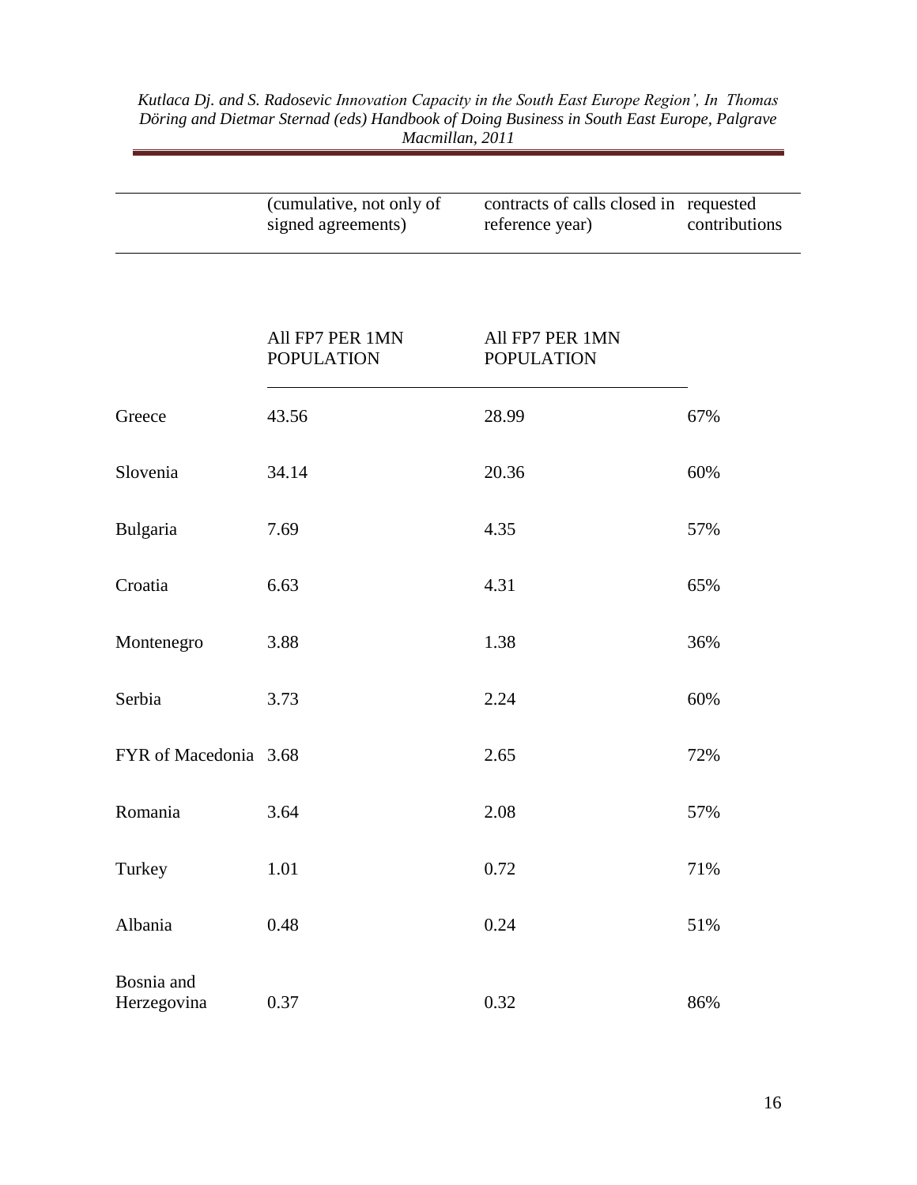|  | (cumulative, not only of signed agreements) | contracts of calls closed in reference year) | requested contributions |
|---|---|---|---|
|  | All FP7 PER 1MN POPULATION | All FP7 PER 1MN POPULATION |  |
| Greece | 43.56 | 28.99 | 67% |
| Slovenia | 34.14 | 20.36 | 60% |
| Bulgaria | 7.69 | 4.35 | 57% |
| Croatia | 6.63 | 4.31 | 65% |
| Montenegro | 3.88 | 1.38 | 36% |
| Serbia | 3.73 | 2.24 | 60% |
| FYR of Macedonia | 3.68 | 2.65 | 72% |
| Romania | 3.64 | 2.08 | 57% |
| Turkey | 1.01 | 0.72 | 71% |
| Albania | 0.48 | 0.24 | 51% |
| Bosnia and Herzegovina | 0.37 | 0.32 | 86% |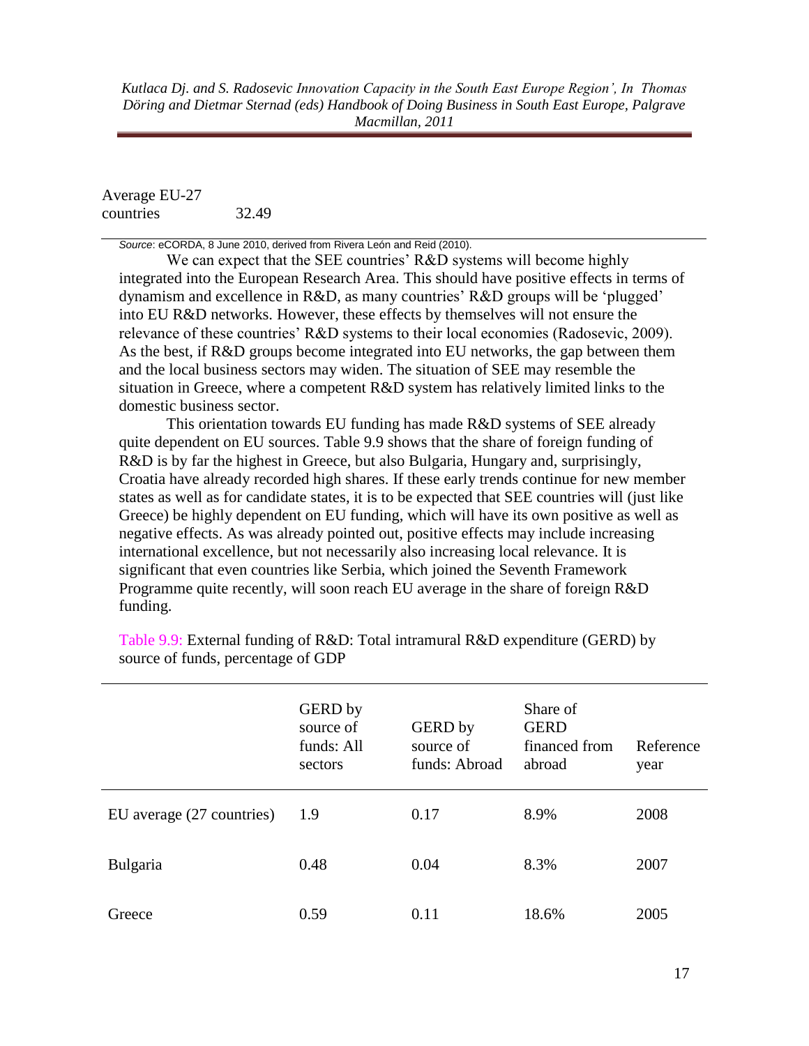| Average EU-27 countries | 32.49 |
|---|---|

*Source*: eCORDA, 8 June 2010, derived from Rivera León and Reid (2010).

We can expect that the SEE countries' R&D systems will become highly integrated into the European Research Area. This should have positive effects in terms of dynamism and excellence in R&D, as many countries' R&D groups will be 'plugged' into EU R&D networks. However, these effects by themselves will not ensure the relevance of these countries' R&D systems to their local economies (Radosevic, 2009). As the best, if R&D groups become integrated into EU networks, the gap between them and the local business sectors may widen. The situation of SEE may resemble the situation in Greece, where a competent R&D system has relatively limited links to the domestic business sector.

This orientation towards EU funding has made R&D systems of SEE already quite dependent on EU sources. Table 9.9 shows that the share of foreign funding of R&D is by far the highest in Greece, but also Bulgaria, Hungary and, surprisingly, Croatia have already recorded high shares. If these early trends continue for new member states as well as for candidate states, it is to be expected that SEE countries will (just like Greece) be highly dependent on EU funding, which will have its own positive as well as negative effects. As was already pointed out, positive effects may include increasing international excellence, but not necessarily also increasing local relevance. It is significant that even countries like Serbia, which joined the Seventh Framework Programme quite recently, will soon reach EU average in the share of foreign R&D funding.

Table 9.9: External funding of R&D: Total intramural R&D expenditure (GERD) by source of funds, percentage of GDP

| | GERD by source of funds: All sectors | GERD by source of funds: Abroad | Share of GERD financed from abroad | Reference year |
|---|---|---|---|---|
| EU average (27 countries) | 1.9 | 0.17 | 8.9% | 2008 |
| Bulgaria | 0.48 | 0.04 | 8.3% | 2007 |
| Greece | 0.59 | 0.11 | 18.6% | 2005 |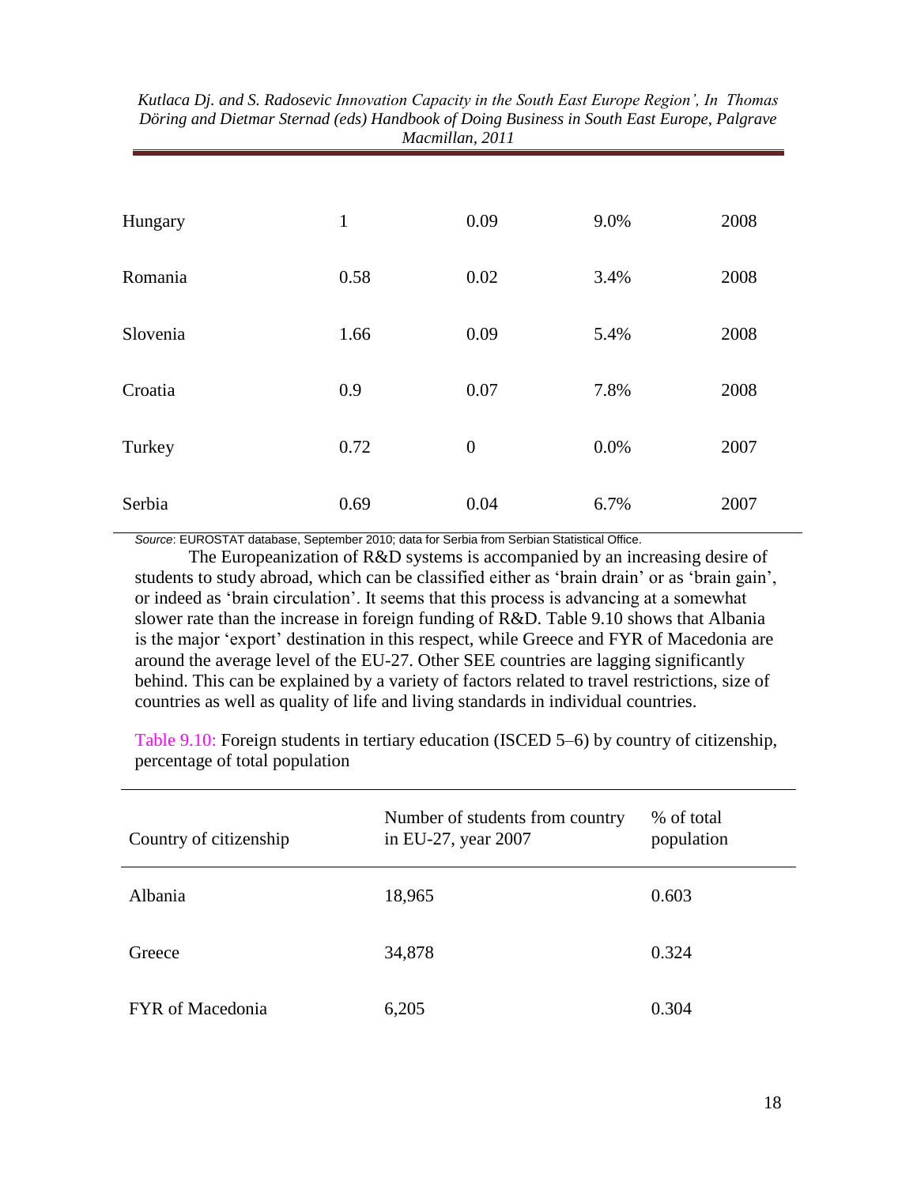| | | | | |
|---|---|---|---|---|
| Hungary | 1 | 0.09 | 9.0% | 2008 |
| Romania | 0.58 | 0.02 | 3.4% | 2008 |
| Slovenia | 1.66 | 0.09 | 5.4% | 2008 |
| Croatia | 0.9 | 0.07 | 7.8% | 2008 |
| Turkey | 0.72 | 0 | 0.0% | 2007 |
| Serbia | 0.69 | 0.04 | 6.7% | 2007 |

*Source*: EUROSTAT database, September 2010; data for Serbia from Serbian Statistical Office.

The Europeanization of R&D systems is accompanied by an increasing desire of students to study abroad, which can be classified either as 'brain drain' or as 'brain gain', or indeed as 'brain circulation'. It seems that this process is advancing at a somewhat slower rate than the increase in foreign funding of R&D. Table 9.10 shows that Albania is the major 'export' destination in this respect, while Greece and FYR of Macedonia are around the average level of the EU-27. Other SEE countries are lagging significantly behind. This can be explained by a variety of factors related to travel restrictions, size of countries as well as quality of life and living standards in individual countries.

Table 9.10: Foreign students in tertiary education (ISCED 5–6) by country of citizenship, percentage of total population

| Country of citizenship | Number of students from country in EU-27, year 2007 | % of total population |
|---|---|---|
| Albania | 18,965 | 0.603 |
| Greece | 34,878 | 0.324 |
| FYR of Macedonia | 6,205 | 0.304 |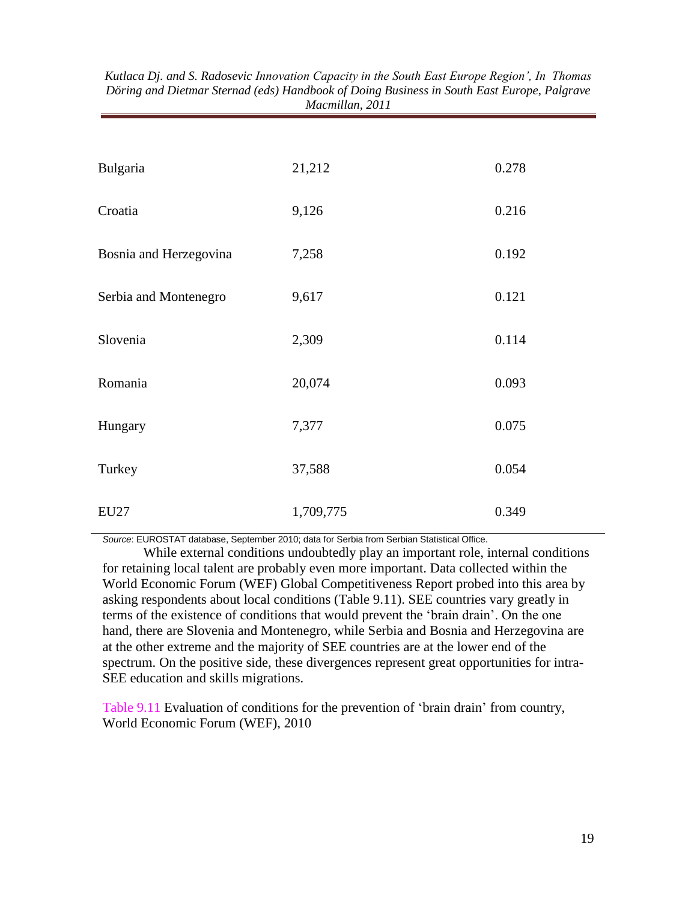| Bulgaria | 21,212 | 0.278 |
|---|---|---|
| Croatia | 9,126 | 0.216 |
| Bosnia and Herzegovina | 7,258 | 0.192 |
| Serbia and Montenegro | 9,617 | 0.121 |
| Slovenia | 2,309 | 0.114 |
| Romania | 20,074 | 0.093 |
| Hungary | 7,377 | 0.075 |
| Turkey | 37,588 | 0.054 |
| EU27 | 1,709,775 | 0.349 |

*Source*: EUROSTAT database, September 2010; data for Serbia from Serbian Statistical Office.

While external conditions undoubtedly play an important role, internal conditions for retaining local talent are probably even more important. Data collected within the World Economic Forum (WEF) Global Competitiveness Report probed into this area by asking respondents about local conditions (Table 9.11). SEE countries vary greatly in terms of the existence of conditions that would prevent the 'brain drain'. On the one hand, there are Slovenia and Montenegro, while Serbia and Bosnia and Herzegovina are at the other extreme and the majority of SEE countries are at the lower end of the spectrum. On the positive side, these divergences represent great opportunities for intra-SEE education and skills migrations.

Table 9.11 Evaluation of conditions for the prevention of 'brain drain' from country, World Economic Forum (WEF), 2010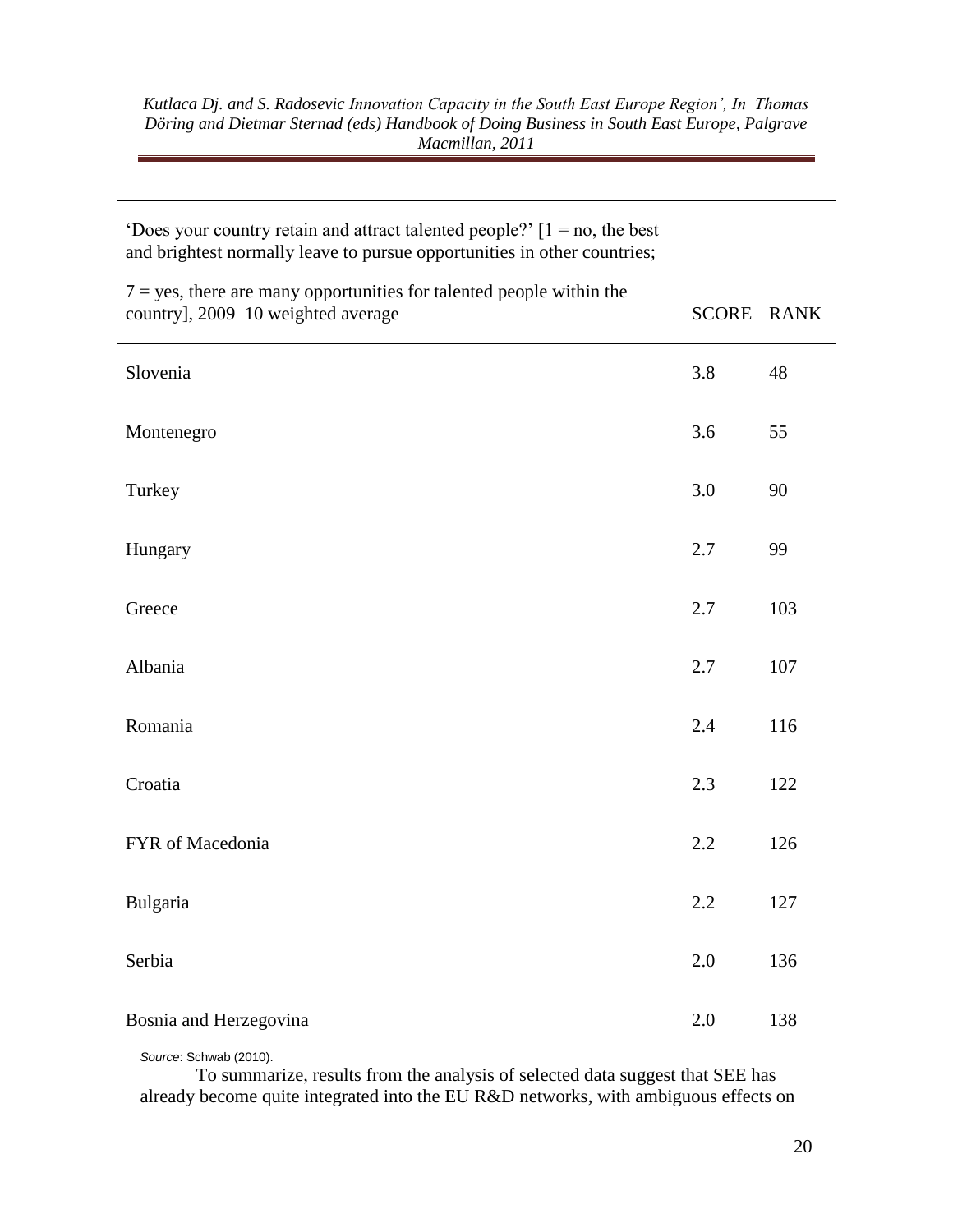| 'Does your country retain and attract talented people?' [1 = no, the best and brightest normally leave to pursue opportunities in other countries; 7 = yes, there are many opportunities for talented people within the country], 2009–10 weighted average | SCORE | RANK |
|---|---|---|
| Slovenia | 3.8 | 48 |
| Montenegro | 3.6 | 55 |
| Turkey | 3.0 | 90 |
| Hungary | 2.7 | 99 |
| Greece | 2.7 | 103 |
| Albania | 2.7 | 107 |
| Romania | 2.4 | 116 |
| Croatia | 2.3 | 122 |
| FYR of Macedonia | 2.2 | 126 |
| Bulgaria | 2.2 | 127 |
| Serbia | 2.0 | 136 |
| Bosnia and Herzegovina | 2.0 | 138 |

*Source*: Schwab (2010).

To summarize, results from the analysis of selected data suggest that SEE has already become quite integrated into the EU R&D networks, with ambiguous effects on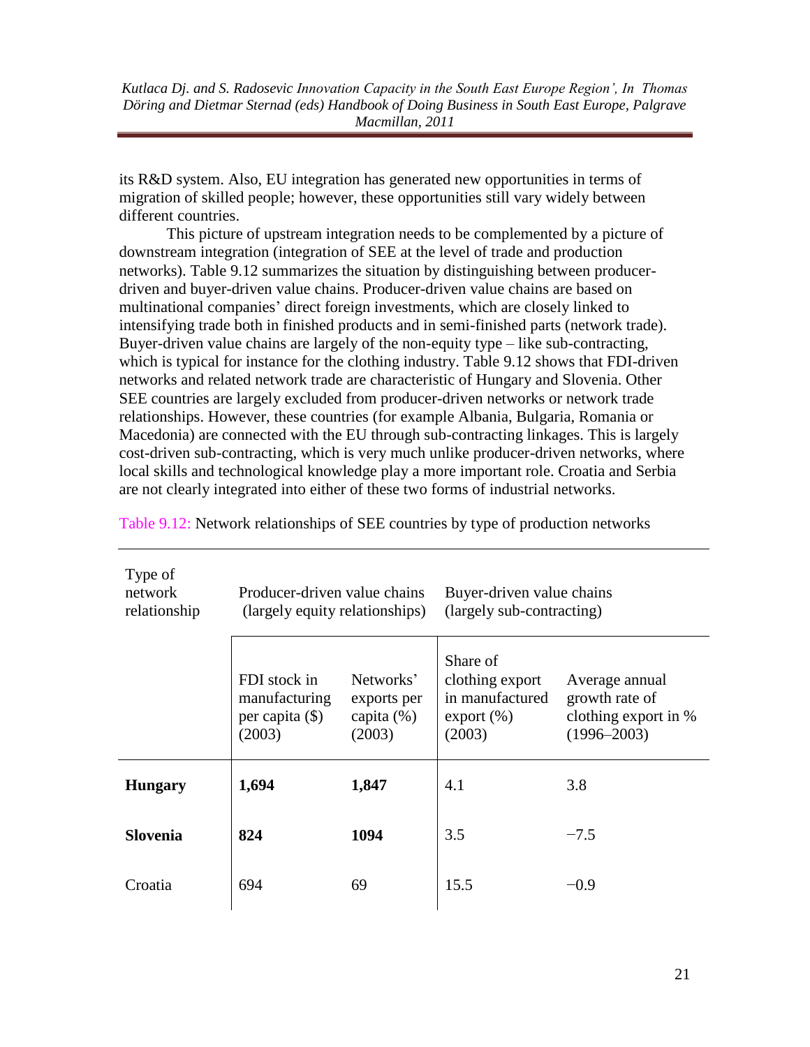its R&D system. Also, EU integration has generated new opportunities in terms of migration of skilled people; however, these opportunities still vary widely between different countries.

This picture of upstream integration needs to be complemented by a picture of downstream integration (integration of SEE at the level of trade and production networks). Table 9.12 summarizes the situation by distinguishing between producer-driven and buyer-driven value chains. Producer-driven value chains are based on multinational companies' direct foreign investments, which are closely linked to intensifying trade both in finished products and in semi-finished parts (network trade). Buyer-driven value chains are largely of the non-equity type – like sub-contracting, which is typical for instance for the clothing industry. Table 9.12 shows that FDI-driven networks and related network trade are characteristic of Hungary and Slovenia. Other SEE countries are largely excluded from producer-driven networks or network trade relationships. However, these countries (for example Albania, Bulgaria, Romania or Macedonia) are connected with the EU through sub-contracting linkages. This is largely cost-driven sub-contracting, which is very much unlike producer-driven networks, where local skills and technological knowledge play a more important role. Croatia and Serbia are not clearly integrated into either of these two forms of industrial networks.

Table 9.12: Network relationships of SEE countries by type of production networks

| Type of network relationship | Producer-driven value chains (largely equity relationships) | | Buyer-driven value chains (largely sub-contracting) | |
|---|---|---|---|---|
| | FDI stock in manufacturing per capita ($) (2003) | Networks' exports per capita (%) (2003) | Share of clothing export in manufactured export (%) (2003) | Average annual growth rate of clothing export in % (1996–2003) |
| **Hungary** | **1,694** | **1,847** | 4.1 | 3.8 |
| **Slovenia** | **824** | **1094** | 3.5 | −7.5 |
| Croatia | 694 | 69 | 15.5 | −0.9 |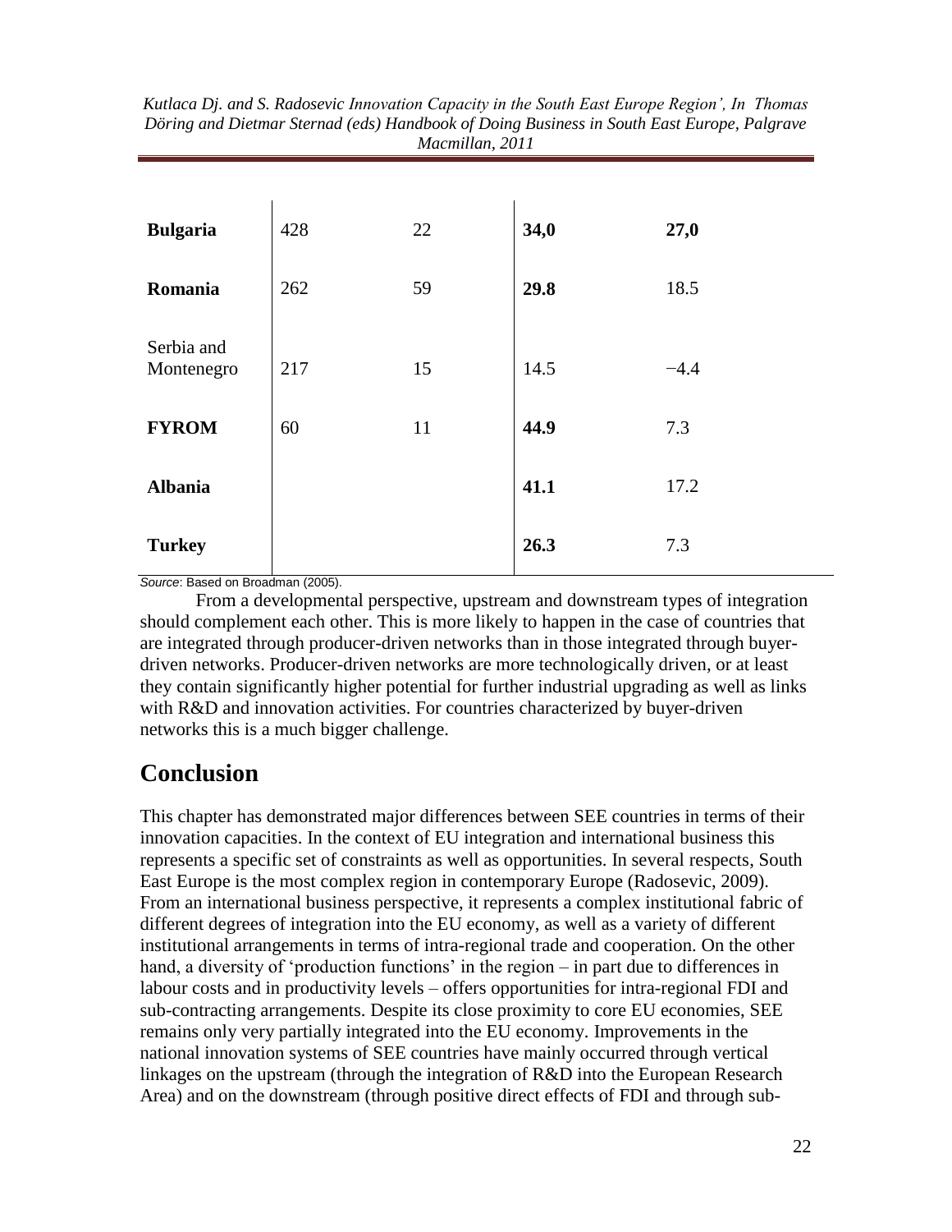| | | | | |
|---|---|---|---|---|
| **Bulgaria** | 428 | 22 | **34,0** | **27,0** |
| **Romania** | 262 | 59 | **29.8** | 18.5 |
| Serbia and Montenegro | 217 | 15 | 14.5 | −4.4 |
| **FYROM** | 60 | 11 | **44.9** | 7.3 |
| **Albania** | | | **41.1** | 17.2 |
| **Turkey** | | | **26.3** | 7.3 |

*Source*: Based on Broadman (2005).

From a developmental perspective, upstream and downstream types of integration should complement each other. This is more likely to happen in the case of countries that are integrated through producer-driven networks than in those integrated through buyer-driven networks. Producer-driven networks are more technologically driven, or at least they contain significantly higher potential for further industrial upgrading as well as links with R&D and innovation activities. For countries characterized by buyer-driven networks this is a much bigger challenge.

# Conclusion

This chapter has demonstrated major differences between SEE countries in terms of their innovation capacities. In the context of EU integration and international business this represents a specific set of constraints as well as opportunities. In several respects, South East Europe is the most complex region in contemporary Europe (Radosevic, 2009). From an international business perspective, it represents a complex institutional fabric of different degrees of integration into the EU economy, as well as a variety of different institutional arrangements in terms of intra-regional trade and cooperation. On the other hand, a diversity of 'production functions' in the region – in part due to differences in labour costs and in productivity levels – offers opportunities for intra-regional FDI and sub-contracting arrangements. Despite its close proximity to core EU economies, SEE remains only very partially integrated into the EU economy. Improvements in the national innovation systems of SEE countries have mainly occurred through vertical linkages on the upstream (through the integration of R&D into the European Research Area) and on the downstream (through positive direct effects of FDI and through sub-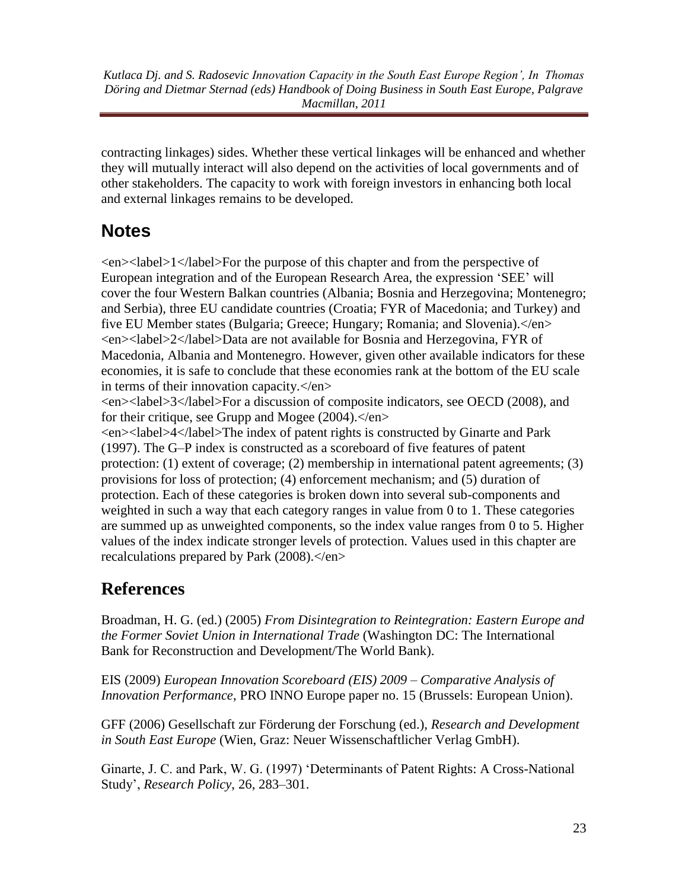contracting linkages) sides. Whether these vertical linkages will be enhanced and whether they will mutually interact will also depend on the activities of local governments and of other stakeholders. The capacity to work with foreign investors in enhancing both local and external linkages remains to be developed.

## Notes

<en><label>1</label>For the purpose of this chapter and from the perspective of European integration and of the European Research Area, the expression 'SEE' will cover the four Western Balkan countries (Albania; Bosnia and Herzegovina; Montenegro; and Serbia), three EU candidate countries (Croatia; FYR of Macedonia; and Turkey) and five EU Member states (Bulgaria; Greece; Hungary; Romania; and Slovenia).</en>
<en><label>2</label>Data are not available for Bosnia and Herzegovina, FYR of Macedonia, Albania and Montenegro. However, given other available indicators for these economies, it is safe to conclude that these economies rank at the bottom of the EU scale in terms of their innovation capacity.</en>
<en><label>3</label>For a discussion of composite indicators, see OECD (2008), and for their critique, see Grupp and Mogee (2004).</en>
<en><label>4</label>The index of patent rights is constructed by Ginarte and Park (1997). The G–P index is constructed as a scoreboard of five features of patent protection: (1) extent of coverage; (2) membership in international patent agreements; (3) provisions for loss of protection; (4) enforcement mechanism; and (5) duration of protection. Each of these categories is broken down into several sub-components and weighted in such a way that each category ranges in value from 0 to 1. These categories are summed up as unweighted components, so the index value ranges from 0 to 5. Higher values of the index indicate stronger levels of protection. Values used in this chapter are recalculations prepared by Park (2008).</en>

## References

Broadman, H. G. (ed.) (2005) *From Disintegration to Reintegration: Eastern Europe and the Former Soviet Union in International Trade* (Washington DC: The International Bank for Reconstruction and Development/The World Bank).

EIS (2009) *European Innovation Scoreboard (EIS) 2009 – Comparative Analysis of Innovation Performance*, PRO INNO Europe paper no. 15 (Brussels: European Union).

GFF (2006) Gesellschaft zur Förderung der Forschung (ed.), *Research and Development in South East Europe* (Wien, Graz: Neuer Wissenschaftlicher Verlag GmbH).

Ginarte, J. C. and Park, W. G. (1997) 'Determinants of Patent Rights: A Cross-National Study', *Research Policy*, 26, 283–301.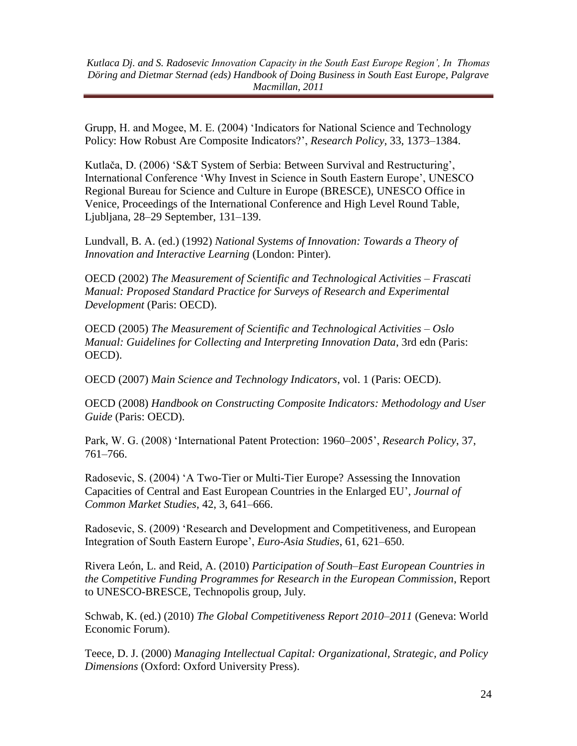Grupp, H. and Mogee, M. E. (2004) 'Indicators for National Science and Technology Policy: How Robust Are Composite Indicators?', *Research Policy*, 33, 1373–1384.

Kutlača, D. (2006) 'S&T System of Serbia: Between Survival and Restructuring', International Conference 'Why Invest in Science in South Eastern Europe', UNESCO Regional Bureau for Science and Culture in Europe (BRESCE), UNESCO Office in Venice, Proceedings of the International Conference and High Level Round Table, Ljubljana, 28–29 September, 131–139.

Lundvall, B. A. (ed.) (1992) *National Systems of Innovation: Towards a Theory of Innovation and Interactive Learning* (London: Pinter).

OECD (2002) *The Measurement of Scientific and Technological Activities – Frascati Manual: Proposed Standard Practice for Surveys of Research and Experimental Development* (Paris: OECD).

OECD (2005) *The Measurement of Scientific and Technological Activities – Oslo Manual: Guidelines for Collecting and Interpreting Innovation Data*, 3rd edn (Paris: OECD).

OECD (2007) *Main Science and Technology Indicators*, vol. 1 (Paris: OECD).

OECD (2008) *Handbook on Constructing Composite Indicators: Methodology and User Guide* (Paris: OECD).

Park, W. G. (2008) 'International Patent Protection: 1960–2005', *Research Policy*, 37, 761–766.

Radosevic, S. (2004) 'A Two-Tier or Multi-Tier Europe? Assessing the Innovation Capacities of Central and East European Countries in the Enlarged EU', *Journal of Common Market Studies*, 42, 3, 641–666.

Radosevic, S. (2009) 'Research and Development and Competitiveness, and European Integration of South Eastern Europe', *Euro-Asia Studies*, 61, 621–650.

Rivera León, L. and Reid, A. (2010) *Participation of South–East European Countries in the Competitive Funding Programmes for Research in the European Commission*, Report to UNESCO-BRESCE, Technopolis group, July.

Schwab, K. (ed.) (2010) *The Global Competitiveness Report 2010–2011* (Geneva: World Economic Forum).

Teece, D. J. (2000) *Managing Intellectual Capital: Organizational, Strategic, and Policy Dimensions* (Oxford: Oxford University Press).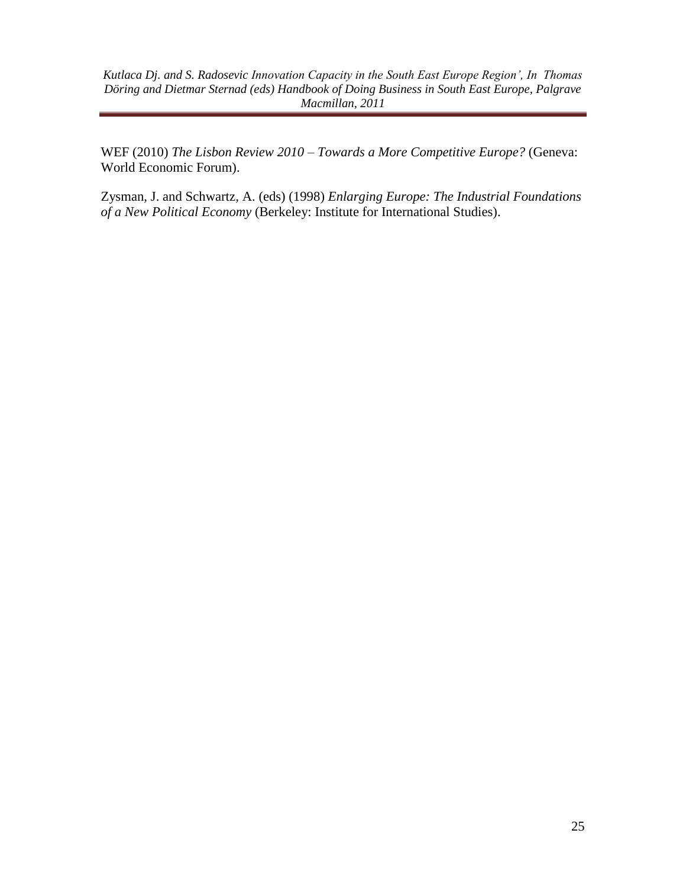WEF (2010) *The Lisbon Review 2010 – Towards a More Competitive Europe?* (Geneva: World Economic Forum).

Zysman, J. and Schwartz, A. (eds) (1998) *Enlarging Europe: The Industrial Foundations of a New Political Economy* (Berkeley: Institute for International Studies).